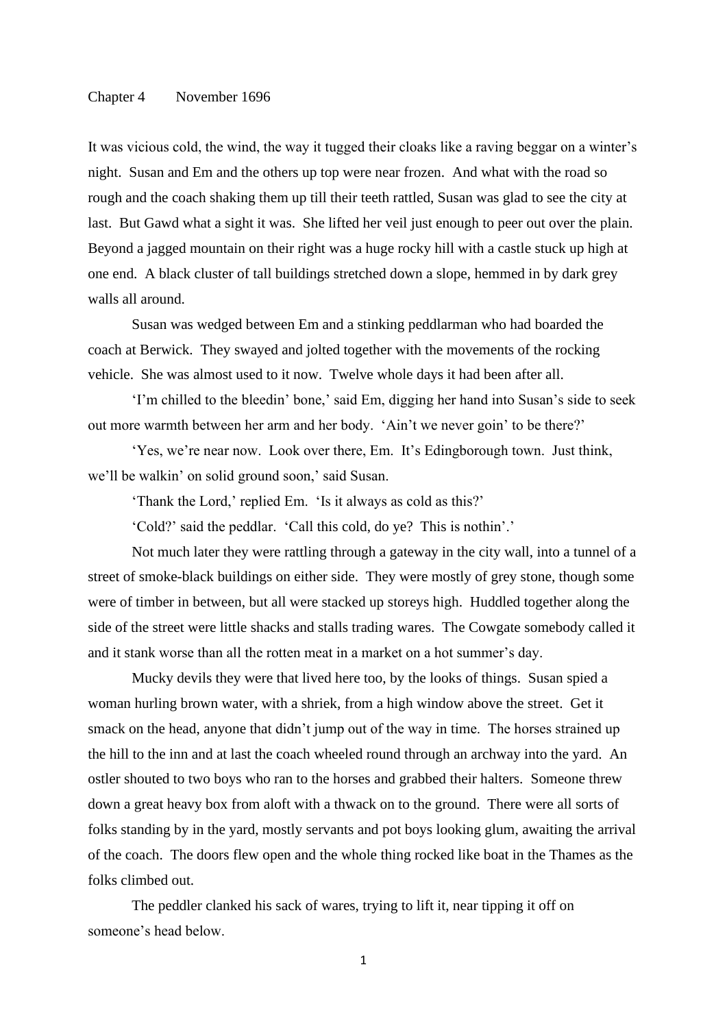# Chapter 4 November 1696

It was vicious cold, the wind, the way it tugged their cloaks like a raving beggar on a winter's night. Susan and Em and the others up top were near frozen. And what with the road so rough and the coach shaking them up till their teeth rattled, Susan was glad to see the city at last. But Gawd what a sight it was. She lifted her veil just enough to peer out over the plain. Beyond a jagged mountain on their right was a huge rocky hill with a castle stuck up high at one end. A black cluster of tall buildings stretched down a slope, hemmed in by dark grey walls all around.

Susan was wedged between Em and a stinking peddlarman who had boarded the coach at Berwick. They swayed and jolted together with the movements of the rocking vehicle. She was almost used to it now. Twelve whole days it had been after all.

'I'm chilled to the bleedin' bone,' said Em, digging her hand into Susan's side to seek out more warmth between her arm and her body. 'Ain't we never goin' to be there?'

'Yes, we're near now. Look over there, Em. It's Edingborough town. Just think, we'll be walkin' on solid ground soon,' said Susan.

'Thank the Lord,' replied Em. 'Is it always as cold as this?'

'Cold?' said the peddlar. 'Call this cold, do ye? This is nothin'.'

Not much later they were rattling through a gateway in the city wall, into a tunnel of a street of smoke-black buildings on either side. They were mostly of grey stone, though some were of timber in between, but all were stacked up storeys high. Huddled together along the side of the street were little shacks and stalls trading wares. The Cowgate somebody called it and it stank worse than all the rotten meat in a market on a hot summer's day.

Mucky devils they were that lived here too, by the looks of things. Susan spied a woman hurling brown water, with a shriek, from a high window above the street. Get it smack on the head, anyone that didn't jump out of the way in time. The horses strained up the hill to the inn and at last the coach wheeled round through an archway into the yard. An ostler shouted to two boys who ran to the horses and grabbed their halters. Someone threw down a great heavy box from aloft with a thwack on to the ground. There were all sorts of folks standing by in the yard, mostly servants and pot boys looking glum, awaiting the arrival of the coach. The doors flew open and the whole thing rocked like boat in the Thames as the folks climbed out.

The peddler clanked his sack of wares, trying to lift it, near tipping it off on someone's head below.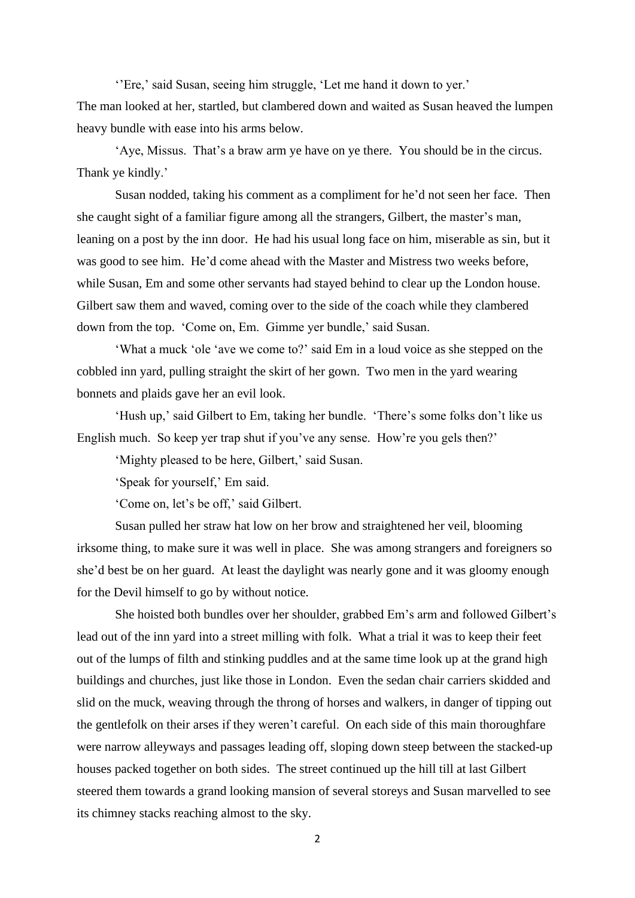''Ere,' said Susan, seeing him struggle, 'Let me hand it down to yer.'
The man looked at her, startled, but clambered down and waited as Susan heaved the lumpen heavy bundle with ease into his arms below.

'Aye, Missus. That's a braw arm ye have on ye there. You should be in the circus. Thank ye kindly.'

Susan nodded, taking his comment as a compliment for he'd not seen her face. Then she caught sight of a familiar figure among all the strangers, Gilbert, the master's man, leaning on a post by the inn door. He had his usual long face on him, miserable as sin, but it was good to see him. He'd come ahead with the Master and Mistress two weeks before, while Susan, Em and some other servants had stayed behind to clear up the London house. Gilbert saw them and waved, coming over to the side of the coach while they clambered down from the top. 'Come on, Em. Gimme yer bundle,' said Susan.

'What a muck 'ole 'ave we come to?' said Em in a loud voice as she stepped on the cobbled inn yard, pulling straight the skirt of her gown. Two men in the yard wearing bonnets and plaids gave her an evil look.

'Hush up,' said Gilbert to Em, taking her bundle. 'There's some folks don't like us English much. So keep yer trap shut if you've any sense. How're you gels then?'

'Mighty pleased to be here, Gilbert,' said Susan.

'Speak for yourself,' Em said.

'Come on, let's be off,' said Gilbert.

Susan pulled her straw hat low on her brow and straightened her veil, blooming irksome thing, to make sure it was well in place. She was among strangers and foreigners so she'd best be on her guard. At least the daylight was nearly gone and it was gloomy enough for the Devil himself to go by without notice.

She hoisted both bundles over her shoulder, grabbed Em's arm and followed Gilbert's lead out of the inn yard into a street milling with folk. What a trial it was to keep their feet out of the lumps of filth and stinking puddles and at the same time look up at the grand high buildings and churches, just like those in London. Even the sedan chair carriers skidded and slid on the muck, weaving through the throng of horses and walkers, in danger of tipping out the gentlefolk on their arses if they weren't careful. On each side of this main thoroughfare were narrow alleyways and passages leading off, sloping down steep between the stacked-up houses packed together on both sides. The street continued up the hill till at last Gilbert steered them towards a grand looking mansion of several storeys and Susan marvelled to see its chimney stacks reaching almost to the sky.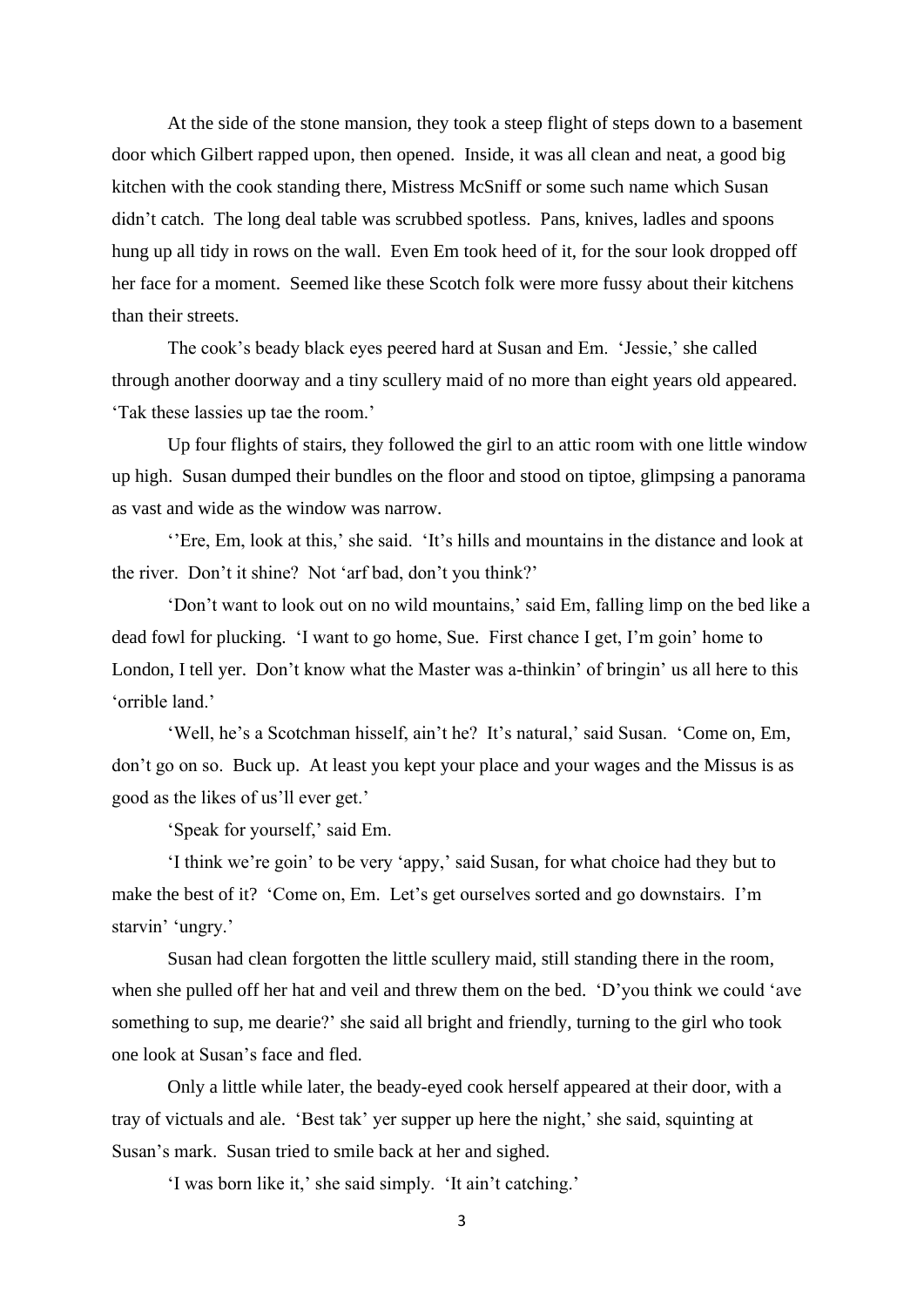At the side of the stone mansion, they took a steep flight of steps down to a basement door which Gilbert rapped upon, then opened. Inside, it was all clean and neat, a good big kitchen with the cook standing there, Mistress McSniff or some such name which Susan didn't catch. The long deal table was scrubbed spotless. Pans, knives, ladles and spoons hung up all tidy in rows on the wall. Even Em took heed of it, for the sour look dropped off her face for a moment. Seemed like these Scotch folk were more fussy about their kitchens than their streets.

The cook's beady black eyes peered hard at Susan and Em. 'Jessie,' she called through another doorway and a tiny scullery maid of no more than eight years old appeared. 'Tak these lassies up tae the room.'

Up four flights of stairs, they followed the girl to an attic room with one little window up high. Susan dumped their bundles on the floor and stood on tiptoe, glimpsing a panorama as vast and wide as the window was narrow.

''Ere, Em, look at this,' she said. 'It's hills and mountains in the distance and look at the river. Don't it shine? Not 'arf bad, don't you think?'

'Don't want to look out on no wild mountains,' said Em, falling limp on the bed like a dead fowl for plucking. 'I want to go home, Sue. First chance I get, I'm goin' home to London, I tell yer. Don't know what the Master was a-thinkin' of bringin' us all here to this 'orrible land.'

'Well, he's a Scotchman hisself, ain't he? It's natural,' said Susan. 'Come on, Em, don't go on so. Buck up. At least you kept your place and your wages and the Missus is as good as the likes of us'll ever get.'

'Speak for yourself,' said Em.

'I think we're goin' to be very 'appy,' said Susan, for what choice had they but to make the best of it? 'Come on, Em. Let's get ourselves sorted and go downstairs. I'm starvin' 'ungry.'

Susan had clean forgotten the little scullery maid, still standing there in the room, when she pulled off her hat and veil and threw them on the bed. 'D'you think we could 'ave something to sup, me dearie?' she said all bright and friendly, turning to the girl who took one look at Susan's face and fled.

Only a little while later, the beady-eyed cook herself appeared at their door, with a tray of victuals and ale. 'Best tak' yer supper up here the night,' she said, squinting at Susan's mark. Susan tried to smile back at her and sighed.

'I was born like it,' she said simply. 'It ain't catching.'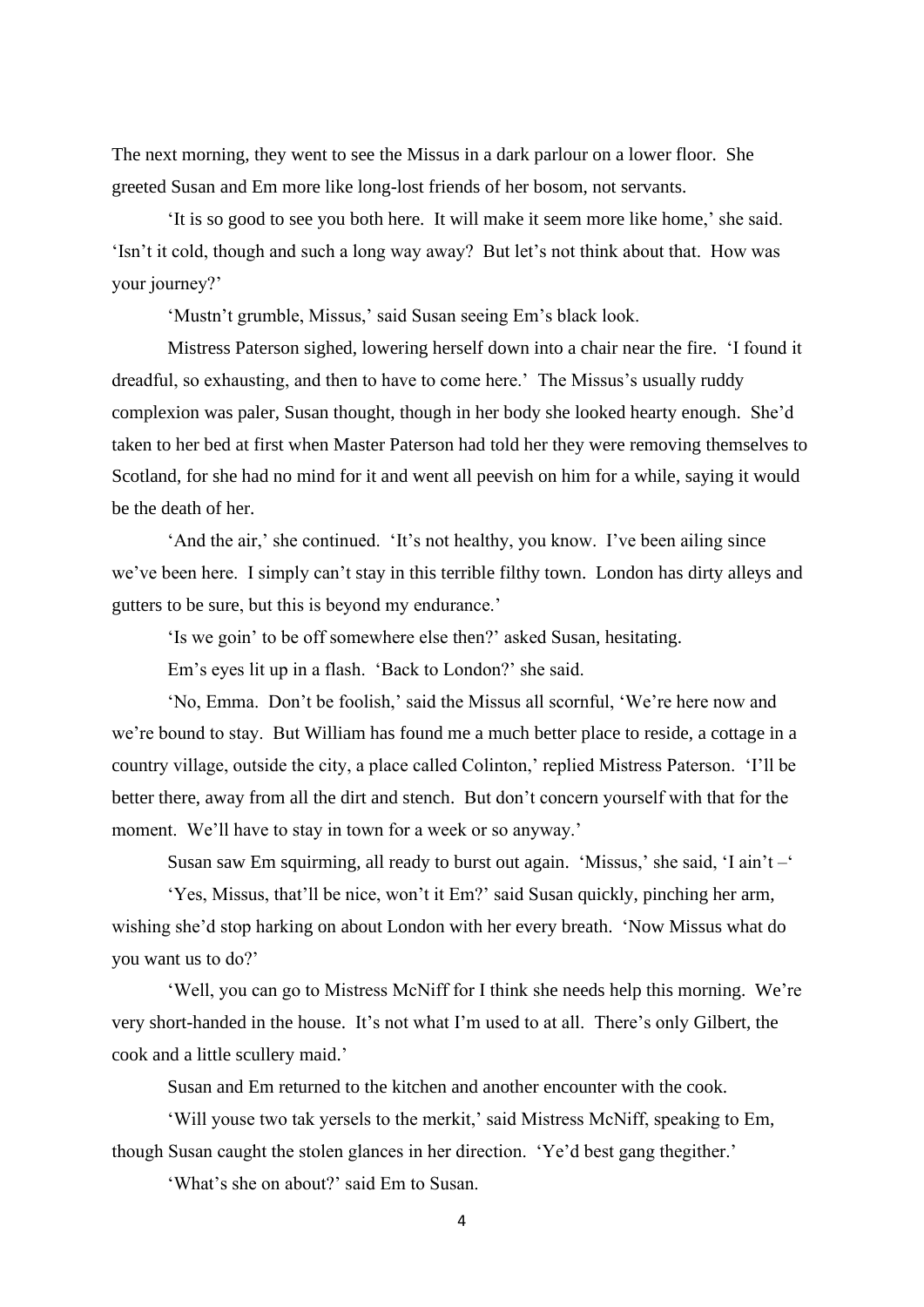The next morning, they went to see the Missus in a dark parlour on a lower floor. She greeted Susan and Em more like long-lost friends of her bosom, not servants.

'It is so good to see you both here. It will make it seem more like home,' she said. 'Isn't it cold, though and such a long way away? But let's not think about that. How was your journey?'

'Mustn't grumble, Missus,' said Susan seeing Em's black look.

Mistress Paterson sighed, lowering herself down into a chair near the fire. 'I found it dreadful, so exhausting, and then to have to come here.' The Missus's usually ruddy complexion was paler, Susan thought, though in her body she looked hearty enough. She'd taken to her bed at first when Master Paterson had told her they were removing themselves to Scotland, for she had no mind for it and went all peevish on him for a while, saying it would be the death of her.

'And the air,' she continued. 'It's not healthy, you know. I've been ailing since we've been here. I simply can't stay in this terrible filthy town. London has dirty alleys and gutters to be sure, but this is beyond my endurance.'

'Is we goin' to be off somewhere else then?' asked Susan, hesitating.

Em's eyes lit up in a flash. 'Back to London?' she said.

'No, Emma. Don't be foolish,' said the Missus all scornful, 'We're here now and we're bound to stay. But William has found me a much better place to reside, a cottage in a country village, outside the city, a place called Colinton,' replied Mistress Paterson. 'I'll be better there, away from all the dirt and stench. But don't concern yourself with that for the moment. We'll have to stay in town for a week or so anyway.'

Susan saw Em squirming, all ready to burst out again. 'Missus,' she said, 'I ain't –'

'Yes, Missus, that'll be nice, won't it Em?' said Susan quickly, pinching her arm, wishing she'd stop harking on about London with her every breath. 'Now Missus what do you want us to do?'

'Well, you can go to Mistress McNiff for I think she needs help this morning. We're very short-handed in the house. It's not what I'm used to at all. There's only Gilbert, the cook and a little scullery maid.'

Susan and Em returned to the kitchen and another encounter with the cook.

'Will youse two tak yersels to the merkit,' said Mistress McNiff, speaking to Em, though Susan caught the stolen glances in her direction. 'Ye'd best gang thegither.'

'What's she on about?' said Em to Susan.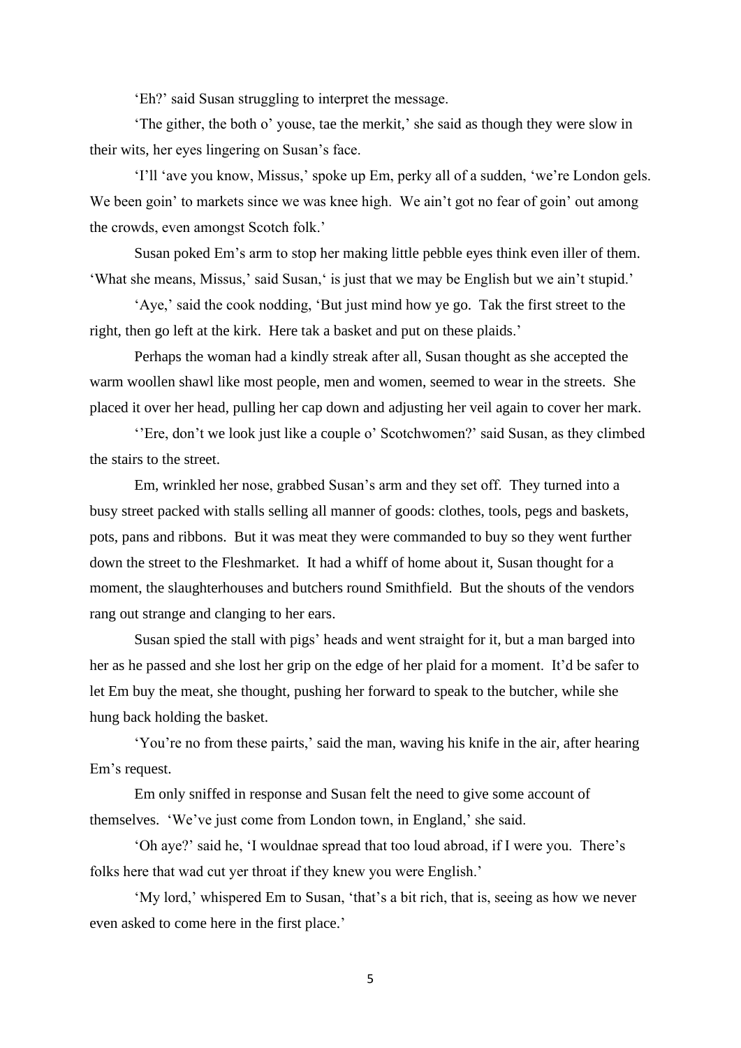'Eh?' said Susan struggling to interpret the message.

'The gither, the both o' youse, tae the merkit,' she said as though they were slow in their wits, her eyes lingering on Susan's face.

'I'll 'ave you know, Missus,' spoke up Em, perky all of a sudden, 'we're London gels. We been goin' to markets since we was knee high. We ain't got no fear of goin' out among the crowds, even amongst Scotch folk.'

Susan poked Em's arm to stop her making little pebble eyes think even iller of them. 'What she means, Missus,' said Susan,' is just that we may be English but we ain't stupid.'

'Aye,' said the cook nodding, 'But just mind how ye go. Tak the first street to the right, then go left at the kirk. Here tak a basket and put on these plaids.'

Perhaps the woman had a kindly streak after all, Susan thought as she accepted the warm woollen shawl like most people, men and women, seemed to wear in the streets. She placed it over her head, pulling her cap down and adjusting her veil again to cover her mark.

''Ere, don't we look just like a couple o' Scotchwomen?' said Susan, as they climbed the stairs to the street.

Em, wrinkled her nose, grabbed Susan's arm and they set off. They turned into a busy street packed with stalls selling all manner of goods: clothes, tools, pegs and baskets, pots, pans and ribbons. But it was meat they were commanded to buy so they went further down the street to the Fleshmarket. It had a whiff of home about it, Susan thought for a moment, the slaughterhouses and butchers round Smithfield. But the shouts of the vendors rang out strange and clanging to her ears.

Susan spied the stall with pigs' heads and went straight for it, but a man barged into her as he passed and she lost her grip on the edge of her plaid for a moment. It'd be safer to let Em buy the meat, she thought, pushing her forward to speak to the butcher, while she hung back holding the basket.

'You're no from these pairts,' said the man, waving his knife in the air, after hearing Em's request.

Em only sniffed in response and Susan felt the need to give some account of themselves. 'We've just come from London town, in England,' she said.

'Oh aye?' said he, 'I wouldnae spread that too loud abroad, if I were you. There's folks here that wad cut yer throat if they knew you were English.'

'My lord,' whispered Em to Susan, 'that's a bit rich, that is, seeing as how we never even asked to come here in the first place.'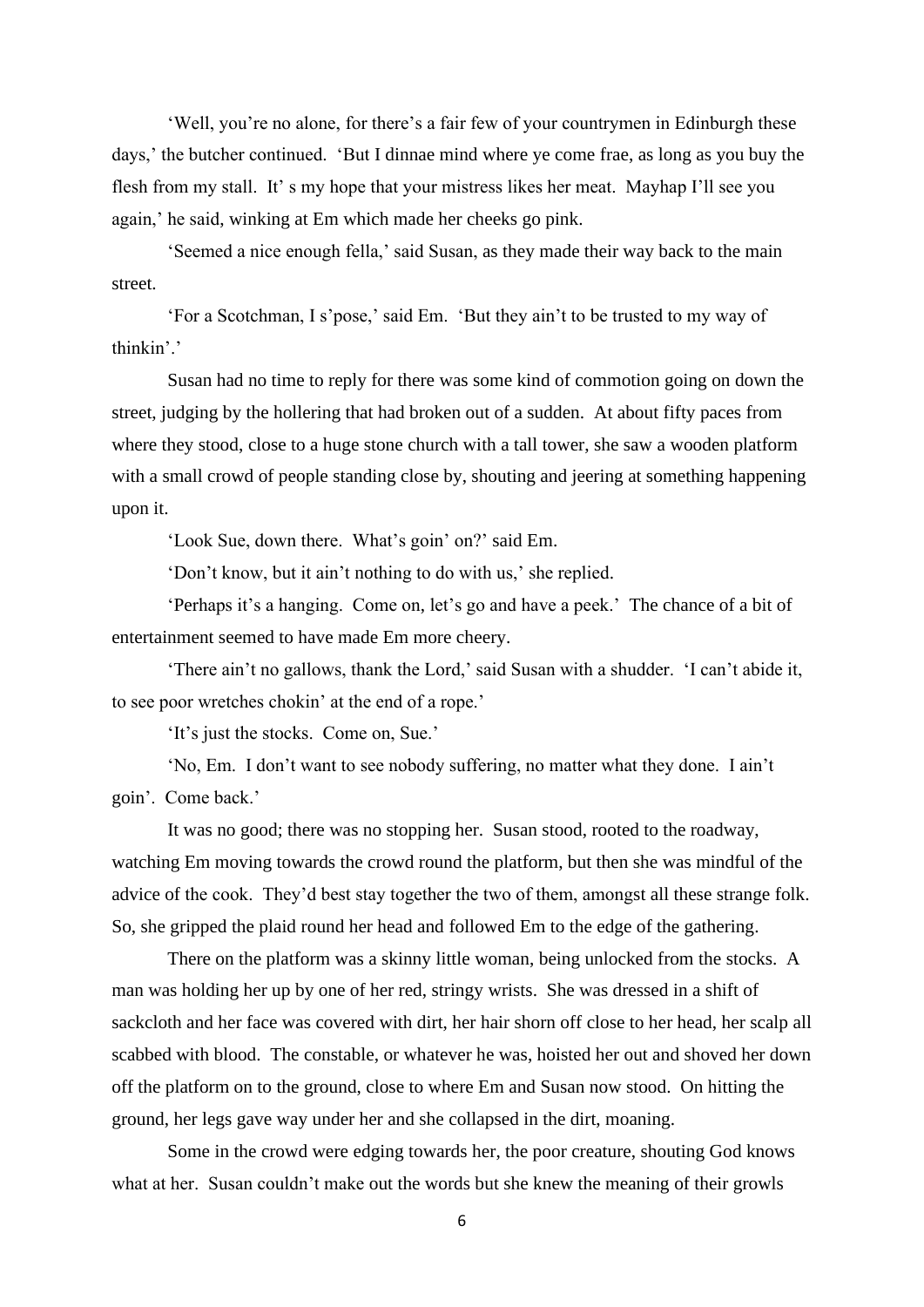'Well, you're no alone, for there's a fair few of your countrymen in Edinburgh these days,' the butcher continued. 'But I dinnae mind where ye come frae, as long as you buy the flesh from my stall. It' s my hope that your mistress likes her meat. Mayhap I'll see you again,' he said, winking at Em which made her cheeks go pink.

'Seemed a nice enough fella,' said Susan, as they made their way back to the main street.

'For a Scotchman, I s'pose,' said Em. 'But they ain't to be trusted to my way of thinkin'.'

Susan had no time to reply for there was some kind of commotion going on down the street, judging by the hollering that had broken out of a sudden. At about fifty paces from where they stood, close to a huge stone church with a tall tower, she saw a wooden platform with a small crowd of people standing close by, shouting and jeering at something happening upon it.

'Look Sue, down there. What's goin' on?' said Em.

'Don't know, but it ain't nothing to do with us,' she replied.

'Perhaps it's a hanging. Come on, let's go and have a peek.' The chance of a bit of entertainment seemed to have made Em more cheery.

'There ain't no gallows, thank the Lord,' said Susan with a shudder. 'I can't abide it, to see poor wretches chokin' at the end of a rope.'

'It's just the stocks. Come on, Sue.'

'No, Em. I don't want to see nobody suffering, no matter what they done. I ain't goin'. Come back.'

It was no good; there was no stopping her. Susan stood, rooted to the roadway, watching Em moving towards the crowd round the platform, but then she was mindful of the advice of the cook. They'd best stay together the two of them, amongst all these strange folk. So, she gripped the plaid round her head and followed Em to the edge of the gathering.

There on the platform was a skinny little woman, being unlocked from the stocks. A man was holding her up by one of her red, stringy wrists. She was dressed in a shift of sackcloth and her face was covered with dirt, her hair shorn off close to her head, her scalp all scabbed with blood. The constable, or whatever he was, hoisted her out and shoved her down off the platform on to the ground, close to where Em and Susan now stood. On hitting the ground, her legs gave way under her and she collapsed in the dirt, moaning.

Some in the crowd were edging towards her, the poor creature, shouting God knows what at her. Susan couldn't make out the words but she knew the meaning of their growls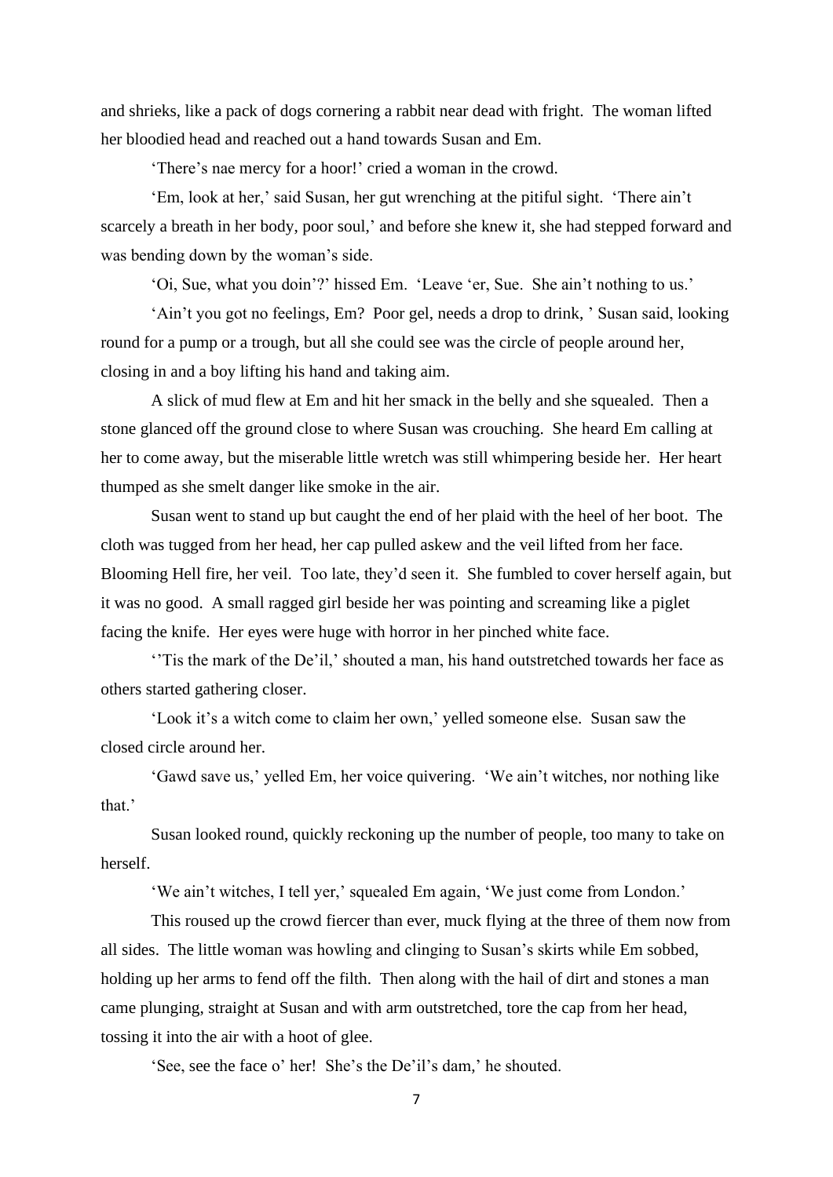and shrieks, like a pack of dogs cornering a rabbit near dead with fright. The woman lifted her bloodied head and reached out a hand towards Susan and Em.

'There's nae mercy for a hoor!' cried a woman in the crowd.

'Em, look at her,' said Susan, her gut wrenching at the pitiful sight. 'There ain't scarcely a breath in her body, poor soul,' and before she knew it, she had stepped forward and was bending down by the woman's side.

'Oi, Sue, what you doin'?' hissed Em. 'Leave 'er, Sue. She ain't nothing to us.'

'Ain't you got no feelings, Em? Poor gel, needs a drop to drink, ' Susan said, looking round for a pump or a trough, but all she could see was the circle of people around her, closing in and a boy lifting his hand and taking aim.

A slick of mud flew at Em and hit her smack in the belly and she squealed. Then a stone glanced off the ground close to where Susan was crouching. She heard Em calling at her to come away, but the miserable little wretch was still whimpering beside her. Her heart thumped as she smelt danger like smoke in the air.

Susan went to stand up but caught the end of her plaid with the heel of her boot. The cloth was tugged from her head, her cap pulled askew and the veil lifted from her face. Blooming Hell fire, her veil. Too late, they'd seen it. She fumbled to cover herself again, but it was no good. A small ragged girl beside her was pointing and screaming like a piglet facing the knife. Her eyes were huge with horror in her pinched white face.

''Tis the mark of the De'il,' shouted a man, his hand outstretched towards her face as others started gathering closer.

'Look it's a witch come to claim her own,' yelled someone else. Susan saw the closed circle around her.

'Gawd save us,' yelled Em, her voice quivering. 'We ain't witches, nor nothing like that.'

Susan looked round, quickly reckoning up the number of people, too many to take on herself.

'We ain't witches, I tell yer,' squealed Em again, 'We just come from London.'

This roused up the crowd fiercer than ever, muck flying at the three of them now from all sides. The little woman was howling and clinging to Susan's skirts while Em sobbed, holding up her arms to fend off the filth. Then along with the hail of dirt and stones a man came plunging, straight at Susan and with arm outstretched, tore the cap from her head, tossing it into the air with a hoot of glee.

'See, see the face o' her! She's the De'il's dam,' he shouted.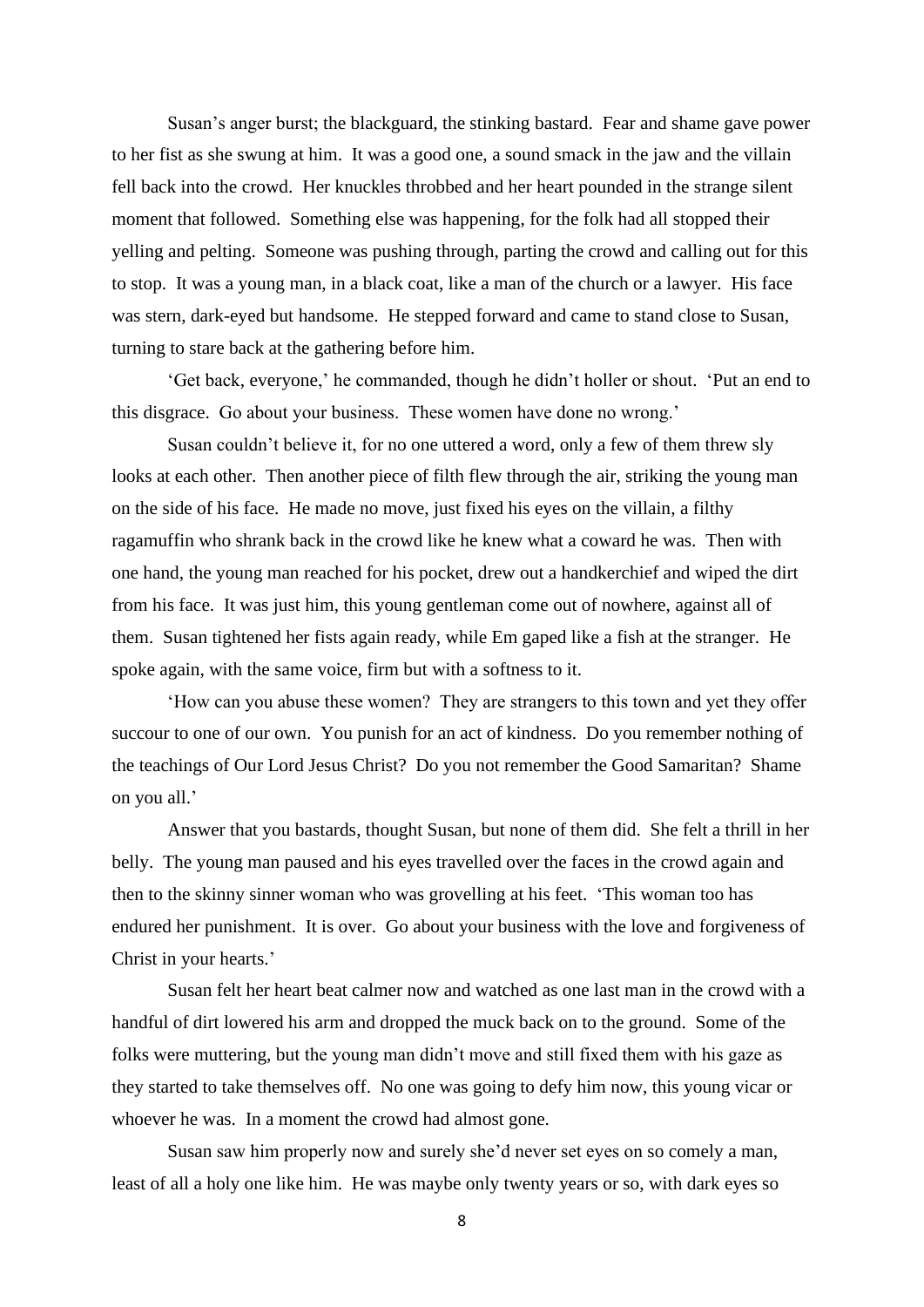Susan's anger burst; the blackguard, the stinking bastard. Fear and shame gave power to her fist as she swung at him. It was a good one, a sound smack in the jaw and the villain fell back into the crowd. Her knuckles throbbed and her heart pounded in the strange silent moment that followed. Something else was happening, for the folk had all stopped their yelling and pelting. Someone was pushing through, parting the crowd and calling out for this to stop. It was a young man, in a black coat, like a man of the church or a lawyer. His face was stern, dark-eyed but handsome. He stepped forward and came to stand close to Susan, turning to stare back at the gathering before him.

'Get back, everyone,' he commanded, though he didn't holler or shout. 'Put an end to this disgrace. Go about your business. These women have done no wrong.'

Susan couldn't believe it, for no one uttered a word, only a few of them threw sly looks at each other. Then another piece of filth flew through the air, striking the young man on the side of his face. He made no move, just fixed his eyes on the villain, a filthy ragamuffin who shrank back in the crowd like he knew what a coward he was. Then with one hand, the young man reached for his pocket, drew out a handkerchief and wiped the dirt from his face. It was just him, this young gentleman come out of nowhere, against all of them. Susan tightened her fists again ready, while Em gaped like a fish at the stranger. He spoke again, with the same voice, firm but with a softness to it.

'How can you abuse these women? They are strangers to this town and yet they offer succour to one of our own. You punish for an act of kindness. Do you remember nothing of the teachings of Our Lord Jesus Christ? Do you not remember the Good Samaritan? Shame on you all.'

Answer that you bastards, thought Susan, but none of them did. She felt a thrill in her belly. The young man paused and his eyes travelled over the faces in the crowd again and then to the skinny sinner woman who was grovelling at his feet. 'This woman too has endured her punishment. It is over. Go about your business with the love and forgiveness of Christ in your hearts.'

Susan felt her heart beat calmer now and watched as one last man in the crowd with a handful of dirt lowered his arm and dropped the muck back on to the ground. Some of the folks were muttering, but the young man didn't move and still fixed them with his gaze as they started to take themselves off. No one was going to defy him now, this young vicar or whoever he was. In a moment the crowd had almost gone.

Susan saw him properly now and surely she'd never set eyes on so comely a man, least of all a holy one like him. He was maybe only twenty years or so, with dark eyes so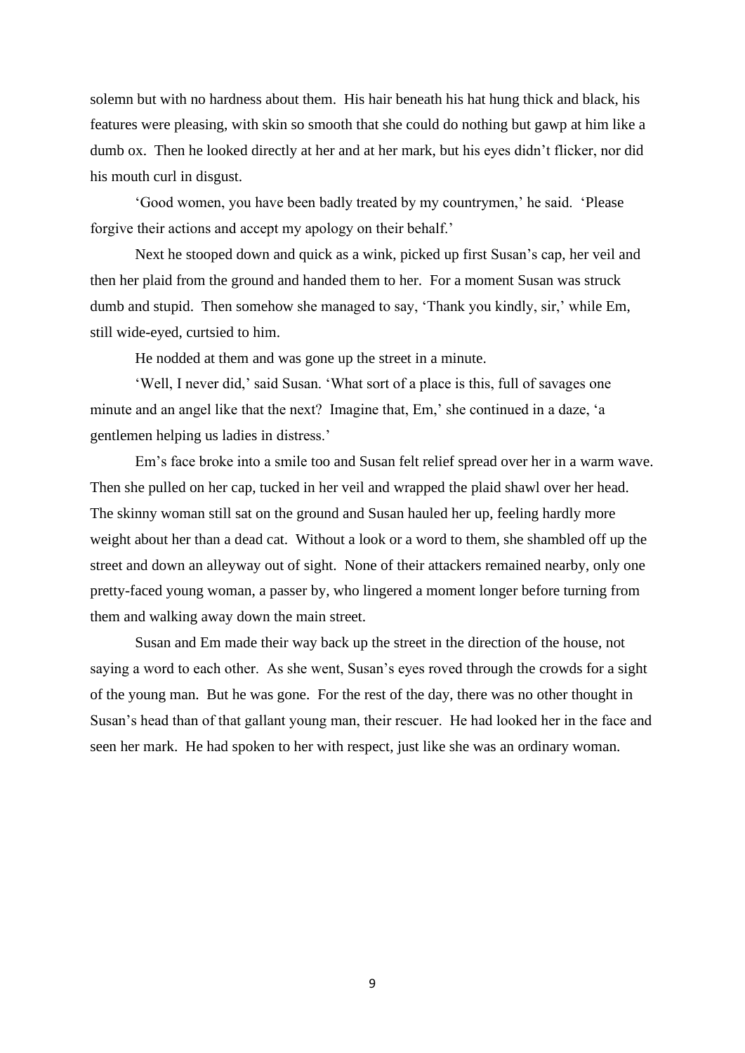solemn but with no hardness about them. His hair beneath his hat hung thick and black, his features were pleasing, with skin so smooth that she could do nothing but gawp at him like a dumb ox. Then he looked directly at her and at her mark, but his eyes didn't flicker, nor did his mouth curl in disgust.

'Good women, you have been badly treated by my countrymen,' he said. 'Please forgive their actions and accept my apology on their behalf.'

Next he stooped down and quick as a wink, picked up first Susan's cap, her veil and then her plaid from the ground and handed them to her. For a moment Susan was struck dumb and stupid. Then somehow she managed to say, 'Thank you kindly, sir,' while Em, still wide-eyed, curtsied to him.

He nodded at them and was gone up the street in a minute.

'Well, I never did,' said Susan. 'What sort of a place is this, full of savages one minute and an angel like that the next? Imagine that, Em,' she continued in a daze, 'a gentlemen helping us ladies in distress.'

Em's face broke into a smile too and Susan felt relief spread over her in a warm wave. Then she pulled on her cap, tucked in her veil and wrapped the plaid shawl over her head. The skinny woman still sat on the ground and Susan hauled her up, feeling hardly more weight about her than a dead cat. Without a look or a word to them, she shambled off up the street and down an alleyway out of sight. None of their attackers remained nearby, only one pretty-faced young woman, a passer by, who lingered a moment longer before turning from them and walking away down the main street.

Susan and Em made their way back up the street in the direction of the house, not saying a word to each other. As she went, Susan's eyes roved through the crowds for a sight of the young man. But he was gone. For the rest of the day, there was no other thought in Susan's head than of that gallant young man, their rescuer. He had looked her in the face and seen her mark. He had spoken to her with respect, just like she was an ordinary woman.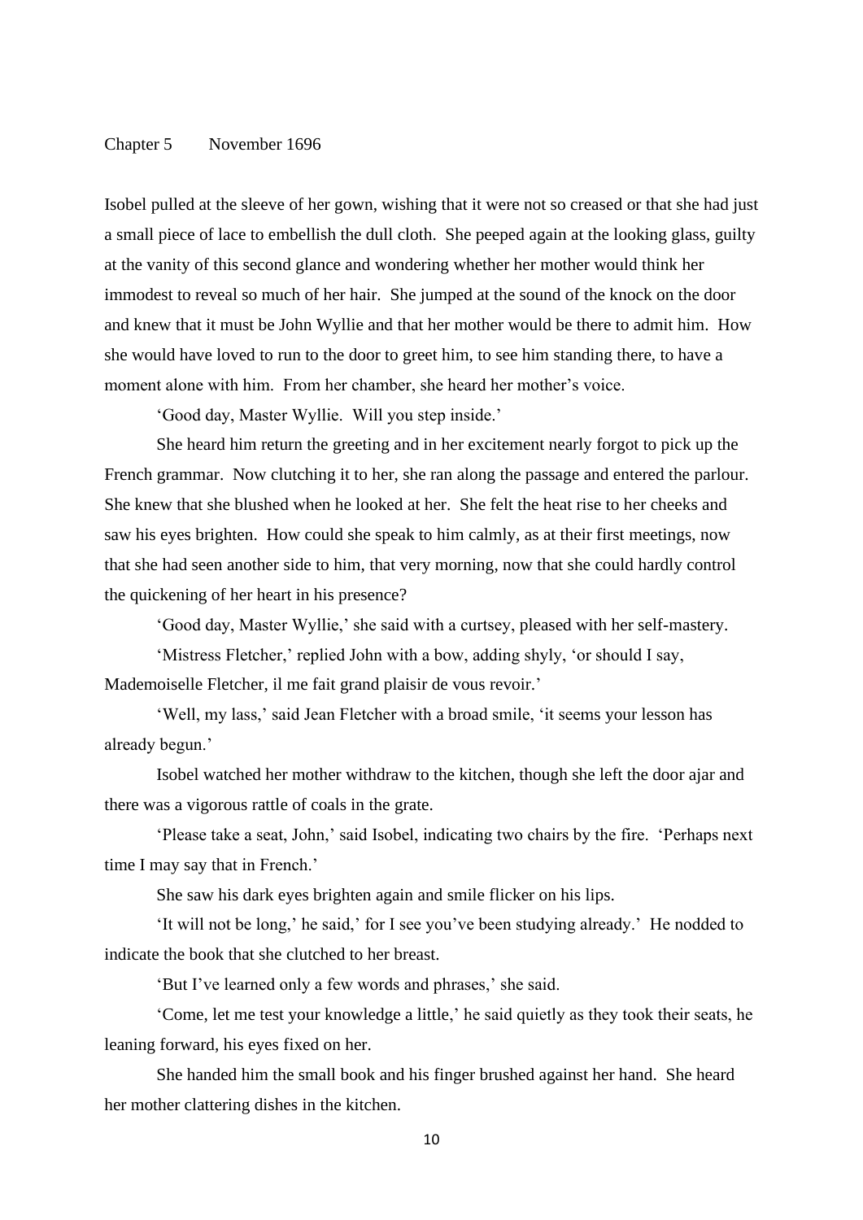Chapter 5 November 1696

Isobel pulled at the sleeve of her gown, wishing that it were not so creased or that she had just a small piece of lace to embellish the dull cloth. She peeped again at the looking glass, guilty at the vanity of this second glance and wondering whether her mother would think her immodest to reveal so much of her hair. She jumped at the sound of the knock on the door and knew that it must be John Wyllie and that her mother would be there to admit him. How she would have loved to run to the door to greet him, to see him standing there, to have a moment alone with him. From her chamber, she heard her mother's voice.

'Good day, Master Wyllie. Will you step inside.'

She heard him return the greeting and in her excitement nearly forgot to pick up the French grammar. Now clutching it to her, she ran along the passage and entered the parlour. She knew that she blushed when he looked at her. She felt the heat rise to her cheeks and saw his eyes brighten. How could she speak to him calmly, as at their first meetings, now that she had seen another side to him, that very morning, now that she could hardly control the quickening of her heart in his presence?

'Good day, Master Wyllie,' she said with a curtsey, pleased with her self-mastery.

'Mistress Fletcher,' replied John with a bow, adding shyly, 'or should I say, Mademoiselle Fletcher, il me fait grand plaisir de vous revoir.'

'Well, my lass,' said Jean Fletcher with a broad smile, 'it seems your lesson has already begun.'

Isobel watched her mother withdraw to the kitchen, though she left the door ajar and there was a vigorous rattle of coals in the grate.

'Please take a seat, John,' said Isobel, indicating two chairs by the fire. 'Perhaps next time I may say that in French.'

She saw his dark eyes brighten again and smile flicker on his lips.

'It will not be long,' he said,' for I see you've been studying already.' He nodded to indicate the book that she clutched to her breast.

'But I've learned only a few words and phrases,' she said.

'Come, let me test your knowledge a little,' he said quietly as they took their seats, he leaning forward, his eyes fixed on her.

She handed him the small book and his finger brushed against her hand. She heard her mother clattering dishes in the kitchen.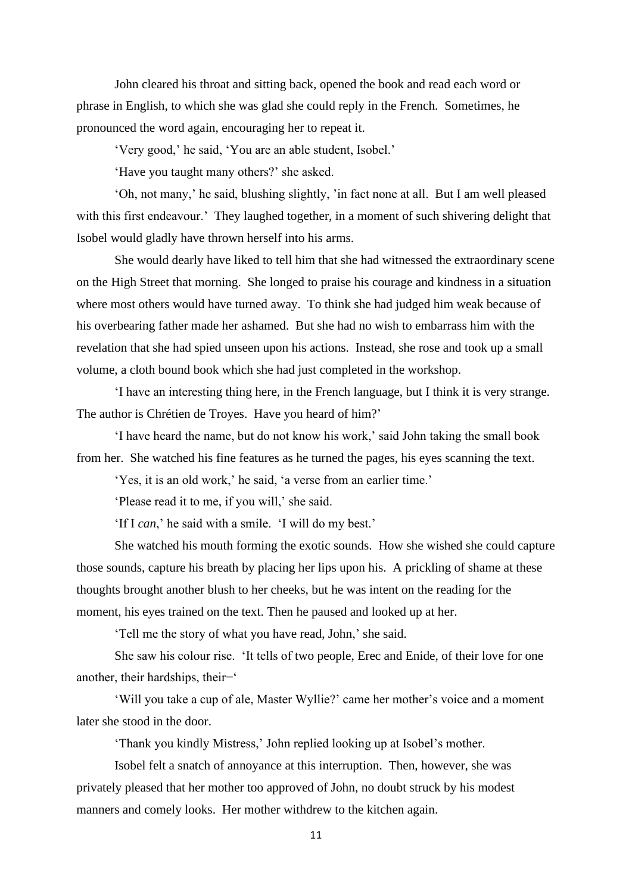John cleared his throat and sitting back, opened the book and read each word or phrase in English, to which she was glad she could reply in the French. Sometimes, he pronounced the word again, encouraging her to repeat it.

'Very good,' he said, 'You are an able student, Isobel.'

'Have you taught many others?' she asked.

'Oh, not many,' he said, blushing slightly, 'in fact none at all. But I am well pleased with this first endeavour.' They laughed together, in a moment of such shivering delight that Isobel would gladly have thrown herself into his arms.

She would dearly have liked to tell him that she had witnessed the extraordinary scene on the High Street that morning. She longed to praise his courage and kindness in a situation where most others would have turned away. To think she had judged him weak because of his overbearing father made her ashamed. But she had no wish to embarrass him with the revelation that she had spied unseen upon his actions. Instead, she rose and took up a small volume, a cloth bound book which she had just completed in the workshop.

'I have an interesting thing here, in the French language, but I think it is very strange. The author is Chrétien de Troyes. Have you heard of him?'

'I have heard the name, but do not know his work,' said John taking the small book from her. She watched his fine features as he turned the pages, his eyes scanning the text.

'Yes, it is an old work,' he said, 'a verse from an earlier time.'

'Please read it to me, if you will,' she said.

'If I *can*,' he said with a smile. 'I will do my best.'

She watched his mouth forming the exotic sounds. How she wished she could capture those sounds, capture his breath by placing her lips upon his. A prickling of shame at these thoughts brought another blush to her cheeks, but he was intent on the reading for the moment, his eyes trained on the text. Then he paused and looked up at her.

'Tell me the story of what you have read, John,' she said.

She saw his colour rise. 'It tells of two people, Erec and Enide, of their love for one another, their hardships, their–'

'Will you take a cup of ale, Master Wyllie?' came her mother's voice and a moment later she stood in the door.

'Thank you kindly Mistress,' John replied looking up at Isobel's mother.

Isobel felt a snatch of annoyance at this interruption. Then, however, she was privately pleased that her mother too approved of John, no doubt struck by his modest manners and comely looks. Her mother withdrew to the kitchen again.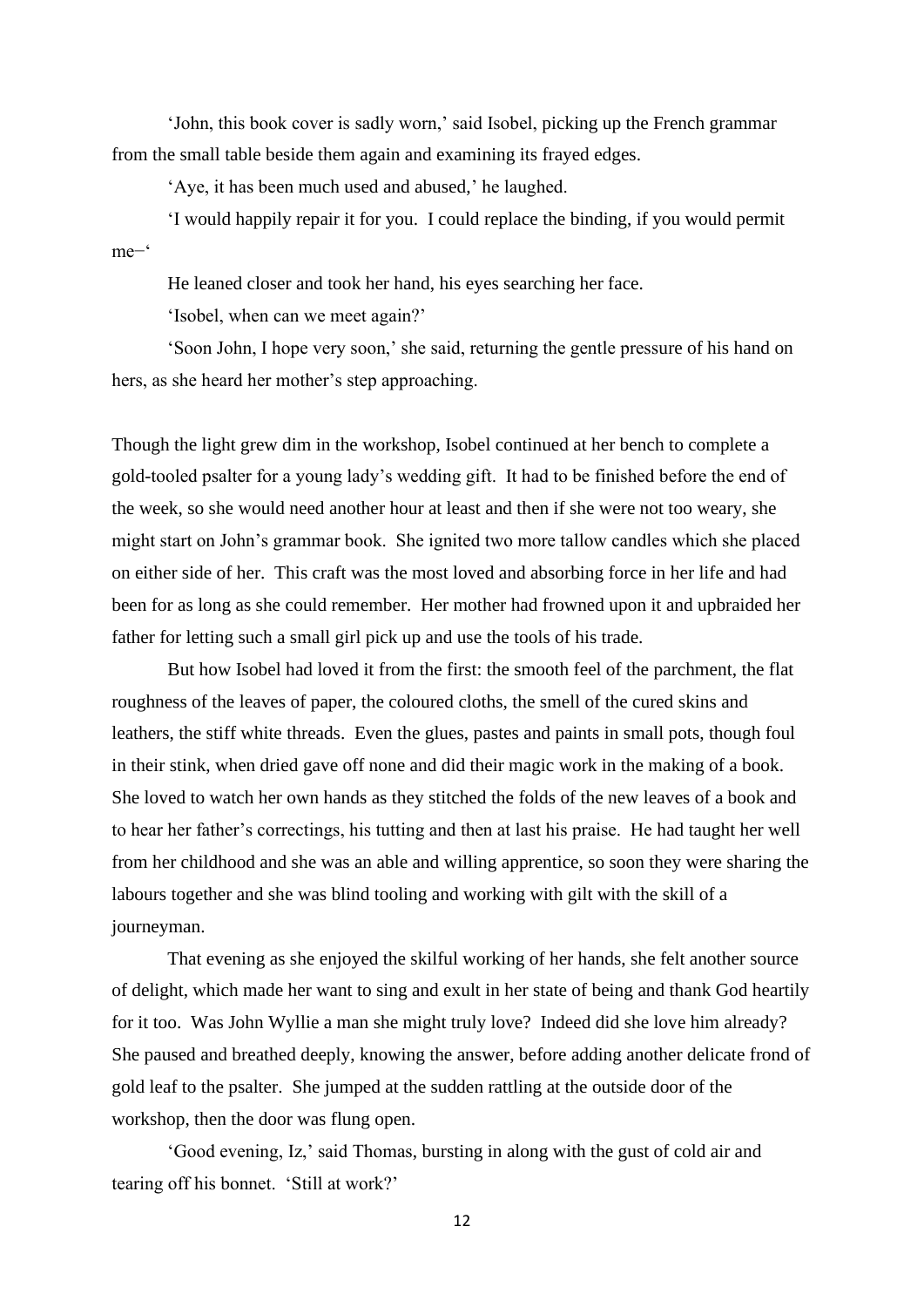'John, this book cover is sadly worn,' said Isobel, picking up the French grammar from the small table beside them again and examining its frayed edges.

'Aye, it has been much used and abused,' he laughed.

'I would happily repair it for you. I could replace the binding, if you would permit me–'

He leaned closer and took her hand, his eyes searching her face.

'Isobel, when can we meet again?'

'Soon John, I hope very soon,' she said, returning the gentle pressure of his hand on hers, as she heard her mother's step approaching.

Though the light grew dim in the workshop, Isobel continued at her bench to complete a gold-tooled psalter for a young lady's wedding gift. It had to be finished before the end of the week, so she would need another hour at least and then if she were not too weary, she might start on John's grammar book. She ignited two more tallow candles which she placed on either side of her. This craft was the most loved and absorbing force in her life and had been for as long as she could remember. Her mother had frowned upon it and upbraided her father for letting such a small girl pick up and use the tools of his trade.

But how Isobel had loved it from the first: the smooth feel of the parchment, the flat roughness of the leaves of paper, the coloured cloths, the smell of the cured skins and leathers, the stiff white threads. Even the glues, pastes and paints in small pots, though foul in their stink, when dried gave off none and did their magic work in the making of a book. She loved to watch her own hands as they stitched the folds of the new leaves of a book and to hear her father's correctings, his tutting and then at last his praise. He had taught her well from her childhood and she was an able and willing apprentice, so soon they were sharing the labours together and she was blind tooling and working with gilt with the skill of a journeyman.

That evening as she enjoyed the skilful working of her hands, she felt another source of delight, which made her want to sing and exult in her state of being and thank God heartily for it too. Was John Wyllie a man she might truly love? Indeed did she love him already? She paused and breathed deeply, knowing the answer, before adding another delicate frond of gold leaf to the psalter. She jumped at the sudden rattling at the outside door of the workshop, then the door was flung open.

'Good evening, Iz,' said Thomas, bursting in along with the gust of cold air and tearing off his bonnet. 'Still at work?'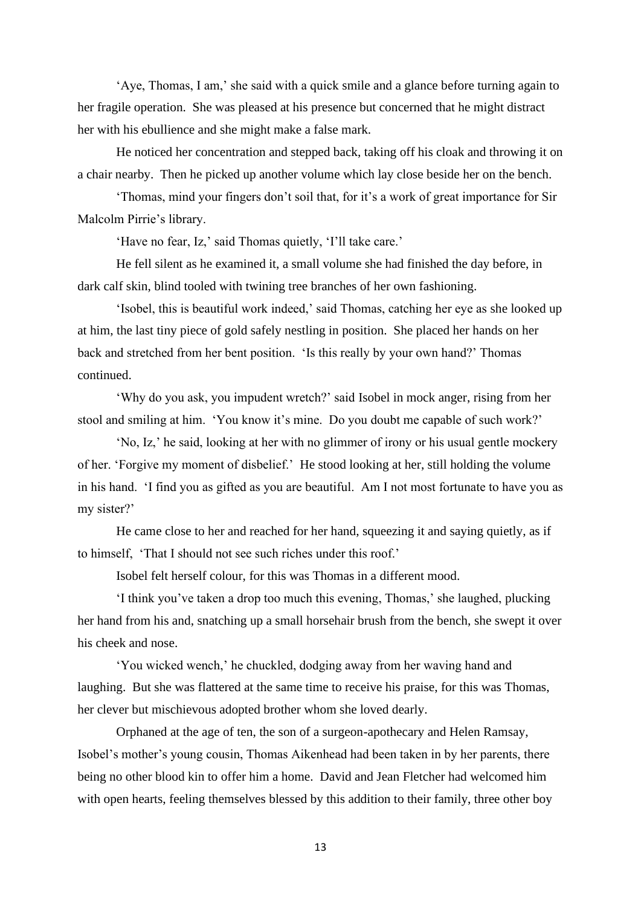'Aye, Thomas, I am,' she said with a quick smile and a glance before turning again to her fragile operation. She was pleased at his presence but concerned that he might distract her with his ebullience and she might make a false mark.

He noticed her concentration and stepped back, taking off his cloak and throwing it on a chair nearby. Then he picked up another volume which lay close beside her on the bench.

'Thomas, mind your fingers don't soil that, for it's a work of great importance for Sir Malcolm Pirrie's library.

'Have no fear, Iz,' said Thomas quietly, 'I'll take care.'

He fell silent as he examined it, a small volume she had finished the day before, in dark calf skin, blind tooled with twining tree branches of her own fashioning.

'Isobel, this is beautiful work indeed,' said Thomas, catching her eye as she looked up at him, the last tiny piece of gold safely nestling in position. She placed her hands on her back and stretched from her bent position. 'Is this really by your own hand?' Thomas continued.

'Why do you ask, you impudent wretch?' said Isobel in mock anger, rising from her stool and smiling at him. 'You know it's mine. Do you doubt me capable of such work?'

'No, Iz,' he said, looking at her with no glimmer of irony or his usual gentle mockery of her. 'Forgive my moment of disbelief.' He stood looking at her, still holding the volume in his hand. 'I find you as gifted as you are beautiful. Am I not most fortunate to have you as my sister?'

He came close to her and reached for her hand, squeezing it and saying quietly, as if to himself, 'That I should not see such riches under this roof.'

Isobel felt herself colour, for this was Thomas in a different mood.

'I think you've taken a drop too much this evening, Thomas,' she laughed, plucking her hand from his and, snatching up a small horsehair brush from the bench, she swept it over his cheek and nose.

'You wicked wench,' he chuckled, dodging away from her waving hand and laughing. But she was flattered at the same time to receive his praise, for this was Thomas, her clever but mischievous adopted brother whom she loved dearly.

Orphaned at the age of ten, the son of a surgeon-apothecary and Helen Ramsay, Isobel's mother's young cousin, Thomas Aikenhead had been taken in by her parents, there being no other blood kin to offer him a home. David and Jean Fletcher had welcomed him with open hearts, feeling themselves blessed by this addition to their family, three other boy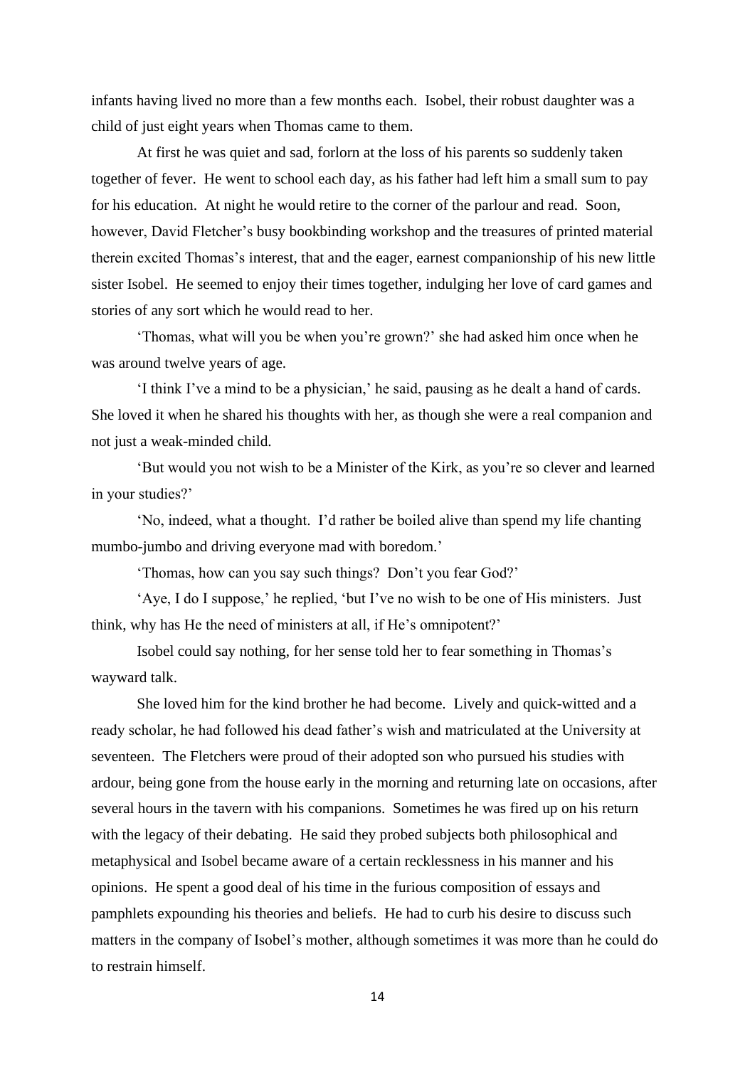infants having lived no more than a few months each. Isobel, their robust daughter was a child of just eight years when Thomas came to them.

At first he was quiet and sad, forlorn at the loss of his parents so suddenly taken together of fever. He went to school each day, as his father had left him a small sum to pay for his education. At night he would retire to the corner of the parlour and read. Soon, however, David Fletcher's busy bookbinding workshop and the treasures of printed material therein excited Thomas's interest, that and the eager, earnest companionship of his new little sister Isobel. He seemed to enjoy their times together, indulging her love of card games and stories of any sort which he would read to her.

'Thomas, what will you be when you're grown?' she had asked him once when he was around twelve years of age.

'I think I've a mind to be a physician,' he said, pausing as he dealt a hand of cards. She loved it when he shared his thoughts with her, as though she were a real companion and not just a weak-minded child.

'But would you not wish to be a Minister of the Kirk, as you're so clever and learned in your studies?'

'No, indeed, what a thought. I'd rather be boiled alive than spend my life chanting mumbo-jumbo and driving everyone mad with boredom.'

'Thomas, how can you say such things? Don't you fear God?'

'Aye, I do I suppose,' he replied, 'but I've no wish to be one of His ministers. Just think, why has He the need of ministers at all, if He's omnipotent?'

Isobel could say nothing, for her sense told her to fear something in Thomas's wayward talk.

She loved him for the kind brother he had become. Lively and quick-witted and a ready scholar, he had followed his dead father's wish and matriculated at the University at seventeen. The Fletchers were proud of their adopted son who pursued his studies with ardour, being gone from the house early in the morning and returning late on occasions, after several hours in the tavern with his companions. Sometimes he was fired up on his return with the legacy of their debating. He said they probed subjects both philosophical and metaphysical and Isobel became aware of a certain recklessness in his manner and his opinions. He spent a good deal of his time in the furious composition of essays and pamphlets expounding his theories and beliefs. He had to curb his desire to discuss such matters in the company of Isobel's mother, although sometimes it was more than he could do to restrain himself.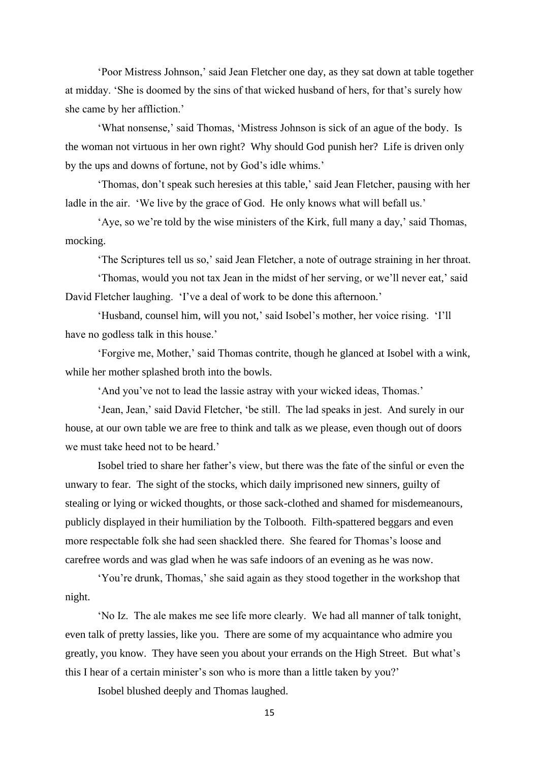'Poor Mistress Johnson,' said Jean Fletcher one day, as they sat down at table together at midday. 'She is doomed by the sins of that wicked husband of hers, for that's surely how she came by her affliction.'

'What nonsense,' said Thomas, 'Mistress Johnson is sick of an ague of the body. Is the woman not virtuous in her own right? Why should God punish her? Life is driven only by the ups and downs of fortune, not by God's idle whims.'

'Thomas, don't speak such heresies at this table,' said Jean Fletcher, pausing with her ladle in the air. 'We live by the grace of God. He only knows what will befall us.'

'Aye, so we're told by the wise ministers of the Kirk, full many a day,' said Thomas, mocking.

'The Scriptures tell us so,' said Jean Fletcher, a note of outrage straining in her throat.

'Thomas, would you not tax Jean in the midst of her serving, or we'll never eat,' said David Fletcher laughing. 'I've a deal of work to be done this afternoon.'

'Husband, counsel him, will you not,' said Isobel's mother, her voice rising. 'I'll have no godless talk in this house.'

'Forgive me, Mother,' said Thomas contrite, though he glanced at Isobel with a wink, while her mother splashed broth into the bowls.

'And you've not to lead the lassie astray with your wicked ideas, Thomas.'

'Jean, Jean,' said David Fletcher, 'be still. The lad speaks in jest. And surely in our house, at our own table we are free to think and talk as we please, even though out of doors we must take heed not to be heard.'

Isobel tried to share her father's view, but there was the fate of the sinful or even the unwary to fear. The sight of the stocks, which daily imprisoned new sinners, guilty of stealing or lying or wicked thoughts, or those sack-clothed and shamed for misdemeanours, publicly displayed in their humiliation by the Tolbooth. Filth-spattered beggars and even more respectable folk she had seen shackled there. She feared for Thomas's loose and carefree words and was glad when he was safe indoors of an evening as he was now.

'You're drunk, Thomas,' she said again as they stood together in the workshop that night.

'No Iz. The ale makes me see life more clearly. We had all manner of talk tonight, even talk of pretty lassies, like you. There are some of my acquaintance who admire you greatly, you know. They have seen you about your errands on the High Street. But what's this I hear of a certain minister's son who is more than a little taken by you?'

Isobel blushed deeply and Thomas laughed.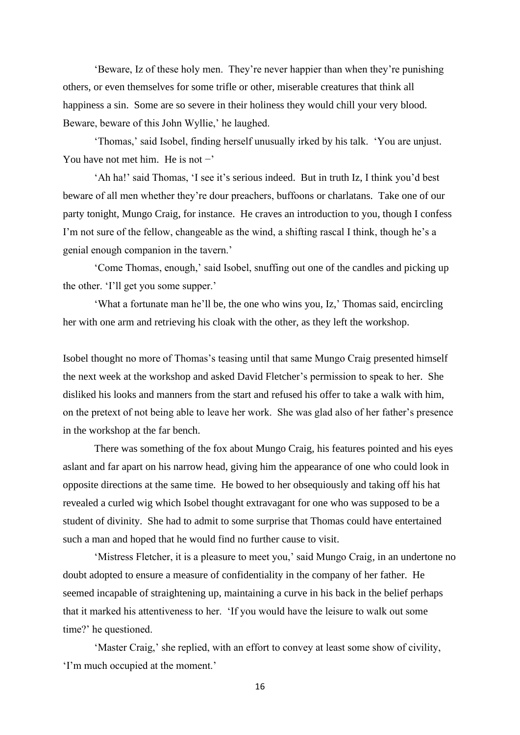'Beware, Iz of these holy men. They're never happier than when they're punishing others, or even themselves for some trifle or other, miserable creatures that think all happiness a sin. Some are so severe in their holiness they would chill your very blood. Beware, beware of this John Wyllie,' he laughed.

'Thomas,' said Isobel, finding herself unusually irked by his talk. 'You are unjust. You have not met him. He is not −'

'Ah ha!' said Thomas, 'I see it's serious indeed. But in truth Iz, I think you'd best beware of all men whether they're dour preachers, buffoons or charlatans. Take one of our party tonight, Mungo Craig, for instance. He craves an introduction to you, though I confess I'm not sure of the fellow, changeable as the wind, a shifting rascal I think, though he's a genial enough companion in the tavern.'

'Come Thomas, enough,' said Isobel, snuffing out one of the candles and picking up the other. 'I'll get you some supper.'

'What a fortunate man he'll be, the one who wins you, Iz,' Thomas said, encircling her with one arm and retrieving his cloak with the other, as they left the workshop.

Isobel thought no more of Thomas's teasing until that same Mungo Craig presented himself the next week at the workshop and asked David Fletcher's permission to speak to her. She disliked his looks and manners from the start and refused his offer to take a walk with him, on the pretext of not being able to leave her work. She was glad also of her father's presence in the workshop at the far bench.

There was something of the fox about Mungo Craig, his features pointed and his eyes aslant and far apart on his narrow head, giving him the appearance of one who could look in opposite directions at the same time. He bowed to her obsequiously and taking off his hat revealed a curled wig which Isobel thought extravagant for one who was supposed to be a student of divinity. She had to admit to some surprise that Thomas could have entertained such a man and hoped that he would find no further cause to visit.

'Mistress Fletcher, it is a pleasure to meet you,' said Mungo Craig, in an undertone no doubt adopted to ensure a measure of confidentiality in the company of her father. He seemed incapable of straightening up, maintaining a curve in his back in the belief perhaps that it marked his attentiveness to her. 'If you would have the leisure to walk out some time?' he questioned.

'Master Craig,' she replied, with an effort to convey at least some show of civility, 'I'm much occupied at the moment.'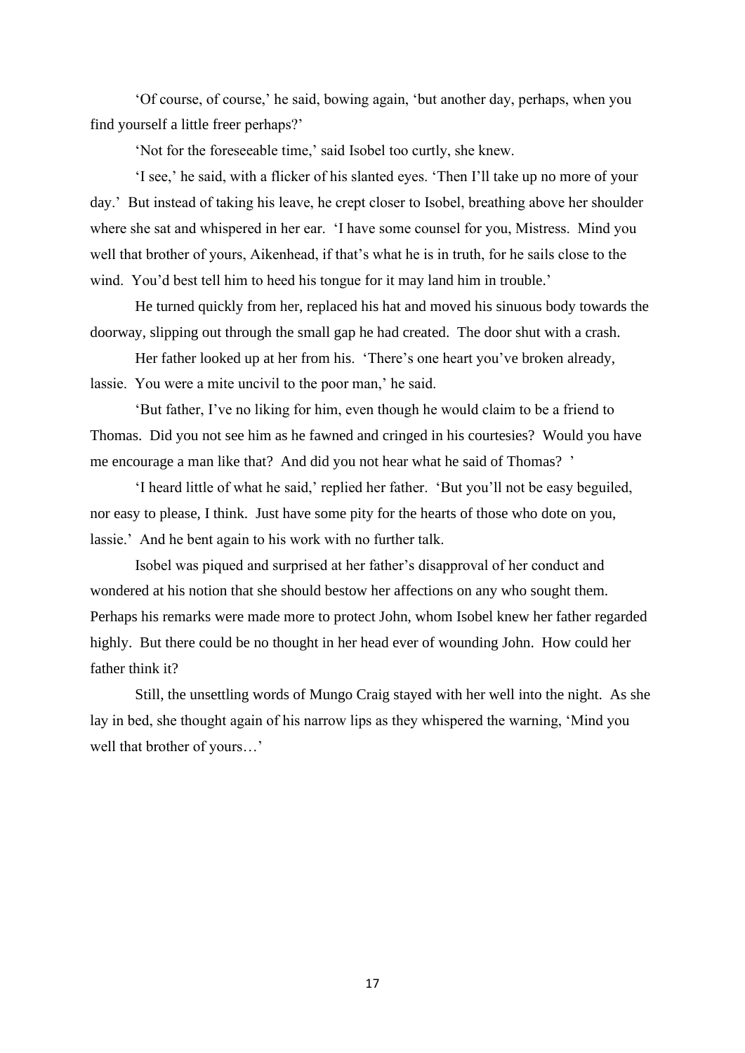'Of course, of course,' he said, bowing again, 'but another day, perhaps, when you find yourself a little freer perhaps?'

'Not for the foreseeable time,' said Isobel too curtly, she knew.

'I see,' he said, with a flicker of his slanted eyes. 'Then I'll take up no more of your day.' But instead of taking his leave, he crept closer to Isobel, breathing above her shoulder where she sat and whispered in her ear. 'I have some counsel for you, Mistress. Mind you well that brother of yours, Aikenhead, if that's what he is in truth, for he sails close to the wind. You'd best tell him to heed his tongue for it may land him in trouble.'

He turned quickly from her, replaced his hat and moved his sinuous body towards the doorway, slipping out through the small gap he had created. The door shut with a crash.

Her father looked up at her from his. 'There's one heart you've broken already, lassie. You were a mite uncivil to the poor man,' he said.

'But father, I've no liking for him, even though he would claim to be a friend to Thomas. Did you not see him as he fawned and cringed in his courtesies? Would you have me encourage a man like that? And did you not hear what he said of Thomas? '

'I heard little of what he said,' replied her father. 'But you'll not be easy beguiled, nor easy to please, I think. Just have some pity for the hearts of those who dote on you, lassie.' And he bent again to his work with no further talk.

Isobel was piqued and surprised at her father's disapproval of her conduct and wondered at his notion that she should bestow her affections on any who sought them. Perhaps his remarks were made more to protect John, whom Isobel knew her father regarded highly. But there could be no thought in her head ever of wounding John. How could her father think it?

Still, the unsettling words of Mungo Craig stayed with her well into the night. As she lay in bed, she thought again of his narrow lips as they whispered the warning, 'Mind you well that brother of yours…'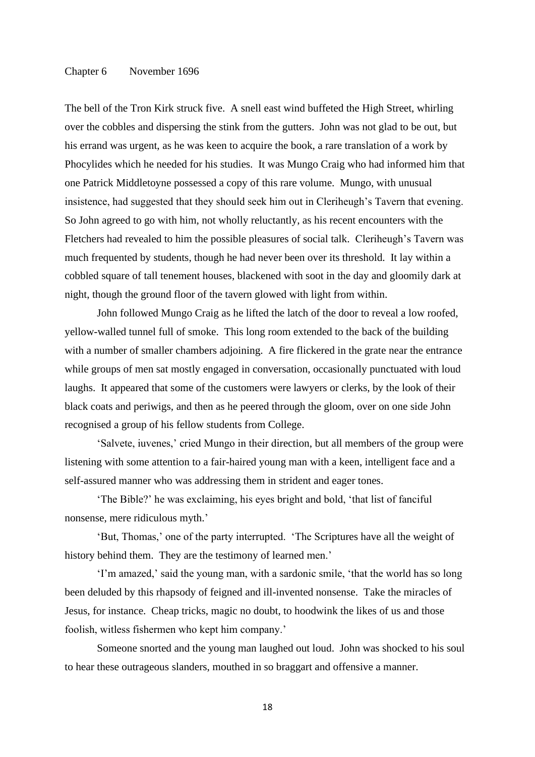## Chapter 6 November 1696

The bell of the Tron Kirk struck five. A snell east wind buffeted the High Street, whirling over the cobbles and dispersing the stink from the gutters. John was not glad to be out, but his errand was urgent, as he was keen to acquire the book, a rare translation of a work by Phocylides which he needed for his studies. It was Mungo Craig who had informed him that one Patrick Middletoyne possessed a copy of this rare volume. Mungo, with unusual insistence, had suggested that they should seek him out in Cleriheugh's Tavern that evening. So John agreed to go with him, not wholly reluctantly, as his recent encounters with the Fletchers had revealed to him the possible pleasures of social talk. Cleriheugh's Tavern was much frequented by students, though he had never been over its threshold. It lay within a cobbled square of tall tenement houses, blackened with soot in the day and gloomily dark at night, though the ground floor of the tavern glowed with light from within.

John followed Mungo Craig as he lifted the latch of the door to reveal a low roofed, yellow-walled tunnel full of smoke. This long room extended to the back of the building with a number of smaller chambers adjoining. A fire flickered in the grate near the entrance while groups of men sat mostly engaged in conversation, occasionally punctuated with loud laughs. It appeared that some of the customers were lawyers or clerks, by the look of their black coats and periwigs, and then as he peered through the gloom, over on one side John recognised a group of his fellow students from College.

'Salvete, iuvenes,' cried Mungo in their direction, but all members of the group were listening with some attention to a fair-haired young man with a keen, intelligent face and a self-assured manner who was addressing them in strident and eager tones.

'The Bible?' he was exclaiming, his eyes bright and bold, 'that list of fanciful nonsense, mere ridiculous myth.'

'But, Thomas,' one of the party interrupted. 'The Scriptures have all the weight of history behind them. They are the testimony of learned men.'

'I'm amazed,' said the young man, with a sardonic smile, 'that the world has so long been deluded by this rhapsody of feigned and ill-invented nonsense. Take the miracles of Jesus, for instance. Cheap tricks, magic no doubt, to hoodwink the likes of us and those foolish, witless fishermen who kept him company.'

Someone snorted and the young man laughed out loud. John was shocked to his soul to hear these outrageous slanders, mouthed in so braggart and offensive a manner.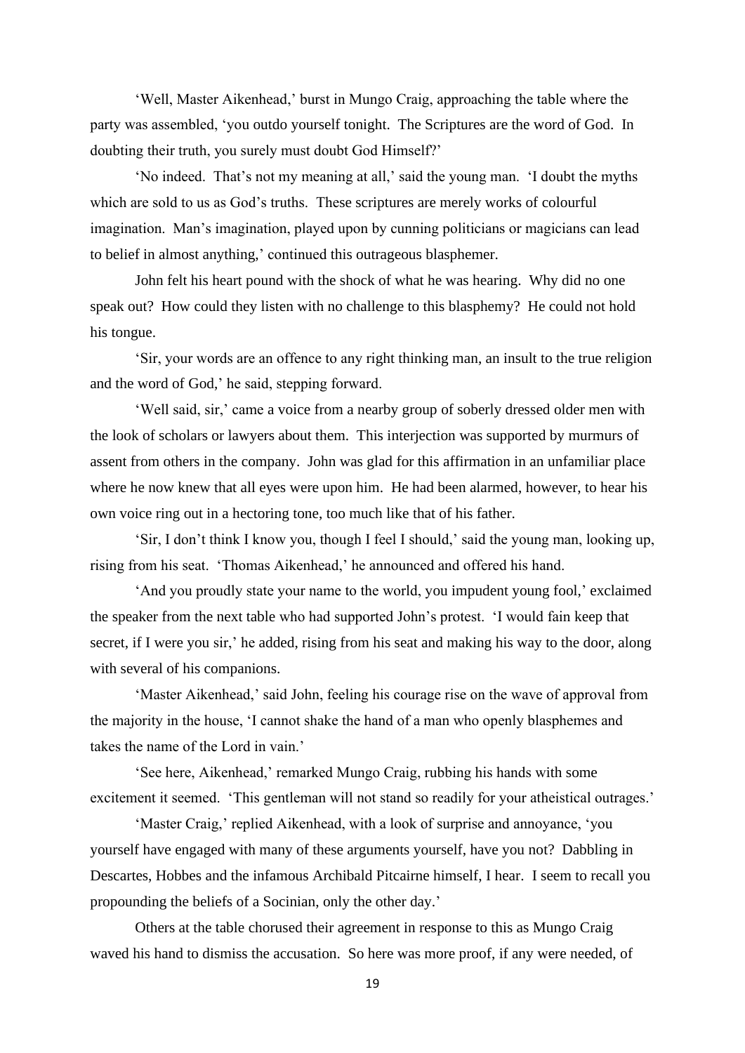'Well, Master Aikenhead,' burst in Mungo Craig, approaching the table where the party was assembled, 'you outdo yourself tonight. The Scriptures are the word of God. In doubting their truth, you surely must doubt God Himself?'

'No indeed. That's not my meaning at all,' said the young man. 'I doubt the myths which are sold to us as God's truths. These scriptures are merely works of colourful imagination. Man's imagination, played upon by cunning politicians or magicians can lead to belief in almost anything,' continued this outrageous blasphemer.

John felt his heart pound with the shock of what he was hearing. Why did no one speak out? How could they listen with no challenge to this blasphemy? He could not hold his tongue.

'Sir, your words are an offence to any right thinking man, an insult to the true religion and the word of God,' he said, stepping forward.

'Well said, sir,' came a voice from a nearby group of soberly dressed older men with the look of scholars or lawyers about them. This interjection was supported by murmurs of assent from others in the company. John was glad for this affirmation in an unfamiliar place where he now knew that all eyes were upon him. He had been alarmed, however, to hear his own voice ring out in a hectoring tone, too much like that of his father.

'Sir, I don't think I know you, though I feel I should,' said the young man, looking up, rising from his seat. 'Thomas Aikenhead,' he announced and offered his hand.

'And you proudly state your name to the world, you impudent young fool,' exclaimed the speaker from the next table who had supported John's protest. 'I would fain keep that secret, if I were you sir,' he added, rising from his seat and making his way to the door, along with several of his companions.

'Master Aikenhead,' said John, feeling his courage rise on the wave of approval from the majority in the house, 'I cannot shake the hand of a man who openly blasphemes and takes the name of the Lord in vain.'

'See here, Aikenhead,' remarked Mungo Craig, rubbing his hands with some excitement it seemed. 'This gentleman will not stand so readily for your atheistical outrages.'

'Master Craig,' replied Aikenhead, with a look of surprise and annoyance, 'you yourself have engaged with many of these arguments yourself, have you not? Dabbling in Descartes, Hobbes and the infamous Archibald Pitcairne himself, I hear. I seem to recall you propounding the beliefs of a Socinian, only the other day.'

Others at the table chorused their agreement in response to this as Mungo Craig waved his hand to dismiss the accusation. So here was more proof, if any were needed, of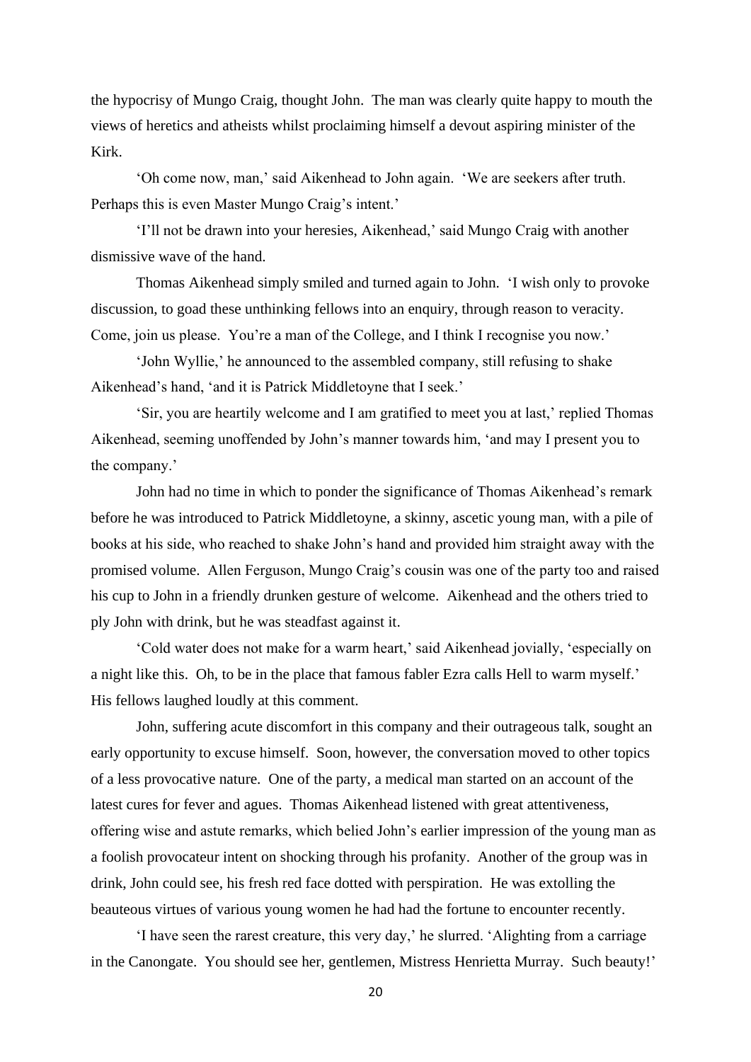the hypocrisy of Mungo Craig, thought John. The man was clearly quite happy to mouth the views of heretics and atheists whilst proclaiming himself a devout aspiring minister of the Kirk.

'Oh come now, man,' said Aikenhead to John again. 'We are seekers after truth. Perhaps this is even Master Mungo Craig's intent.'

'I'll not be drawn into your heresies, Aikenhead,' said Mungo Craig with another dismissive wave of the hand.

Thomas Aikenhead simply smiled and turned again to John. 'I wish only to provoke discussion, to goad these unthinking fellows into an enquiry, through reason to veracity. Come, join us please. You're a man of the College, and I think I recognise you now.'

'John Wyllie,' he announced to the assembled company, still refusing to shake Aikenhead's hand, 'and it is Patrick Middletoyne that I seek.'

'Sir, you are heartily welcome and I am gratified to meet you at last,' replied Thomas Aikenhead, seeming unoffended by John's manner towards him, 'and may I present you to the company.'

John had no time in which to ponder the significance of Thomas Aikenhead's remark before he was introduced to Patrick Middletoyne, a skinny, ascetic young man, with a pile of books at his side, who reached to shake John's hand and provided him straight away with the promised volume. Allen Ferguson, Mungo Craig's cousin was one of the party too and raised his cup to John in a friendly drunken gesture of welcome. Aikenhead and the others tried to ply John with drink, but he was steadfast against it.

'Cold water does not make for a warm heart,' said Aikenhead jovially, 'especially on a night like this. Oh, to be in the place that famous fabler Ezra calls Hell to warm myself.' His fellows laughed loudly at this comment.

John, suffering acute discomfort in this company and their outrageous talk, sought an early opportunity to excuse himself. Soon, however, the conversation moved to other topics of a less provocative nature. One of the party, a medical man started on an account of the latest cures for fever and agues. Thomas Aikenhead listened with great attentiveness, offering wise and astute remarks, which belied John's earlier impression of the young man as a foolish provocateur intent on shocking through his profanity. Another of the group was in drink, John could see, his fresh red face dotted with perspiration. He was extolling the beauteous virtues of various young women he had had the fortune to encounter recently.

'I have seen the rarest creature, this very day,' he slurred. 'Alighting from a carriage in the Canongate. You should see her, gentlemen, Mistress Henrietta Murray. Such beauty!'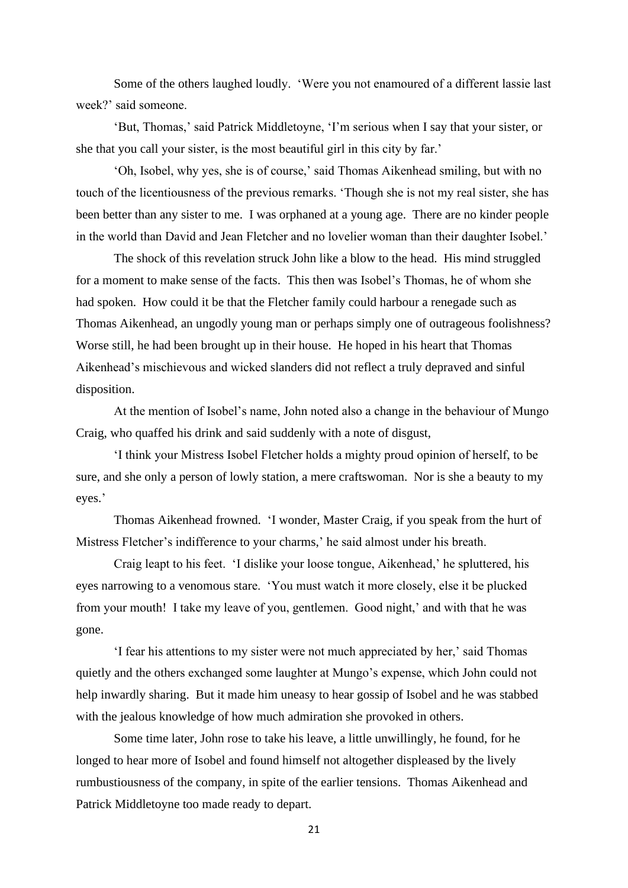Some of the others laughed loudly. 'Were you not enamoured of a different lassie last week?' said someone.

'But, Thomas,' said Patrick Middletoyne, 'I'm serious when I say that your sister, or she that you call your sister, is the most beautiful girl in this city by far.'

'Oh, Isobel, why yes, she is of course,' said Thomas Aikenhead smiling, but with no touch of the licentiousness of the previous remarks. 'Though she is not my real sister, she has been better than any sister to me. I was orphaned at a young age. There are no kinder people in the world than David and Jean Fletcher and no lovelier woman than their daughter Isobel.'

The shock of this revelation struck John like a blow to the head. His mind struggled for a moment to make sense of the facts. This then was Isobel's Thomas, he of whom she had spoken. How could it be that the Fletcher family could harbour a renegade such as Thomas Aikenhead, an ungodly young man or perhaps simply one of outrageous foolishness? Worse still, he had been brought up in their house. He hoped in his heart that Thomas Aikenhead's mischievous and wicked slanders did not reflect a truly depraved and sinful disposition.

At the mention of Isobel's name, John noted also a change in the behaviour of Mungo Craig, who quaffed his drink and said suddenly with a note of disgust,

'I think your Mistress Isobel Fletcher holds a mighty proud opinion of herself, to be sure, and she only a person of lowly station, a mere craftswoman. Nor is she a beauty to my eyes.'

Thomas Aikenhead frowned. 'I wonder, Master Craig, if you speak from the hurt of Mistress Fletcher's indifference to your charms,' he said almost under his breath.

Craig leapt to his feet. 'I dislike your loose tongue, Aikenhead,' he spluttered, his eyes narrowing to a venomous stare. 'You must watch it more closely, else it be plucked from your mouth! I take my leave of you, gentlemen. Good night,' and with that he was gone.

'I fear his attentions to my sister were not much appreciated by her,' said Thomas quietly and the others exchanged some laughter at Mungo's expense, which John could not help inwardly sharing. But it made him uneasy to hear gossip of Isobel and he was stabbed with the jealous knowledge of how much admiration she provoked in others.

Some time later, John rose to take his leave, a little unwillingly, he found, for he longed to hear more of Isobel and found himself not altogether displeased by the lively rumbustiousness of the company, in spite of the earlier tensions. Thomas Aikenhead and Patrick Middletoyne too made ready to depart.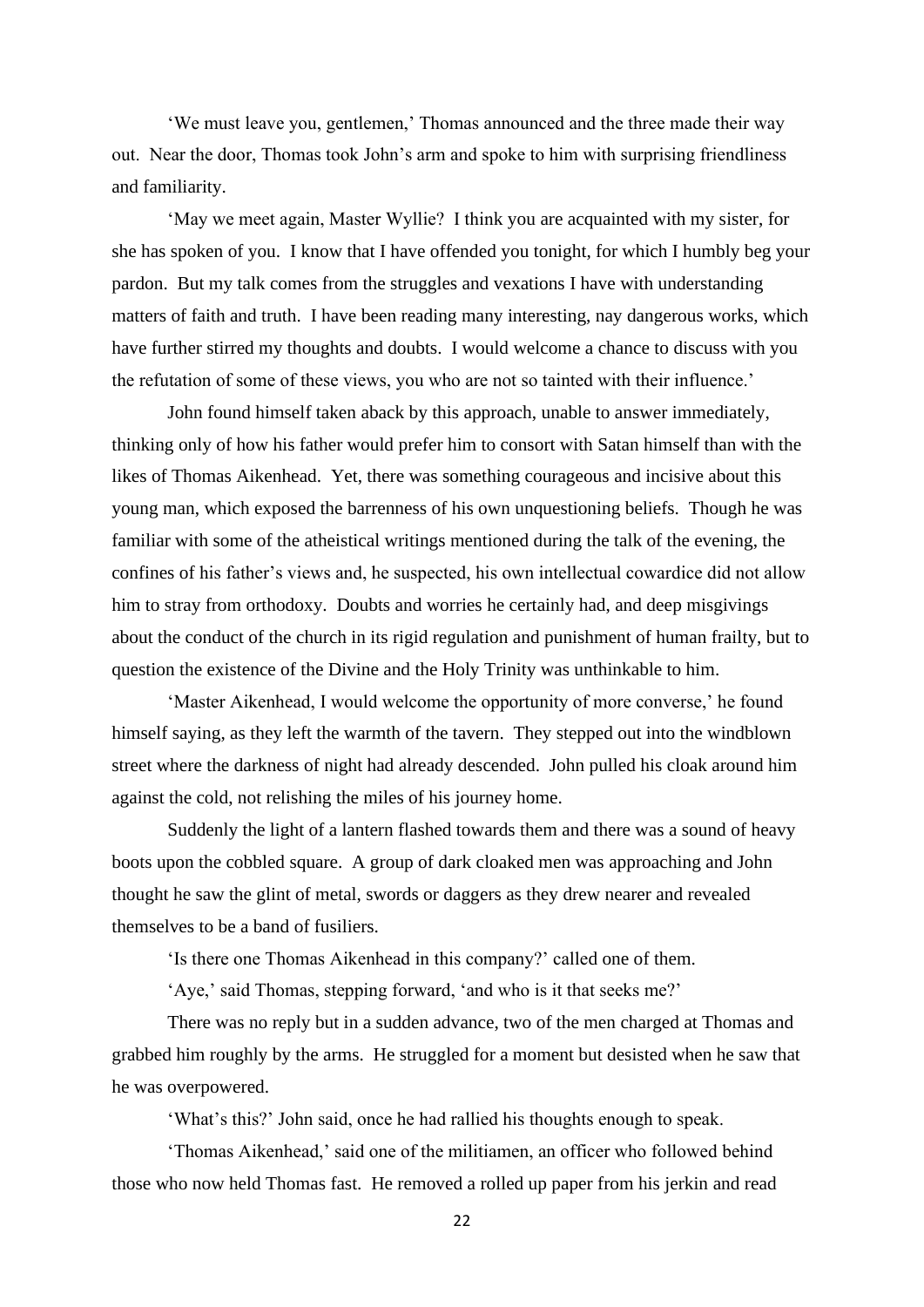'We must leave you, gentlemen,' Thomas announced and the three made their way out. Near the door, Thomas took John's arm and spoke to him with surprising friendliness and familiarity.

'May we meet again, Master Wyllie? I think you are acquainted with my sister, for she has spoken of you. I know that I have offended you tonight, for which I humbly beg your pardon. But my talk comes from the struggles and vexations I have with understanding matters of faith and truth. I have been reading many interesting, nay dangerous works, which have further stirred my thoughts and doubts. I would welcome a chance to discuss with you the refutation of some of these views, you who are not so tainted with their influence.'

John found himself taken aback by this approach, unable to answer immediately, thinking only of how his father would prefer him to consort with Satan himself than with the likes of Thomas Aikenhead. Yet, there was something courageous and incisive about this young man, which exposed the barrenness of his own unquestioning beliefs. Though he was familiar with some of the atheistical writings mentioned during the talk of the evening, the confines of his father's views and, he suspected, his own intellectual cowardice did not allow him to stray from orthodoxy. Doubts and worries he certainly had, and deep misgivings about the conduct of the church in its rigid regulation and punishment of human frailty, but to question the existence of the Divine and the Holy Trinity was unthinkable to him.

'Master Aikenhead, I would welcome the opportunity of more converse,' he found himself saying, as they left the warmth of the tavern. They stepped out into the windblown street where the darkness of night had already descended. John pulled his cloak around him against the cold, not relishing the miles of his journey home.

Suddenly the light of a lantern flashed towards them and there was a sound of heavy boots upon the cobbled square. A group of dark cloaked men was approaching and John thought he saw the glint of metal, swords or daggers as they drew nearer and revealed themselves to be a band of fusiliers.

'Is there one Thomas Aikenhead in this company?' called one of them.

'Aye,' said Thomas, stepping forward, 'and who is it that seeks me?'

There was no reply but in a sudden advance, two of the men charged at Thomas and grabbed him roughly by the arms. He struggled for a moment but desisted when he saw that he was overpowered.

'What's this?' John said, once he had rallied his thoughts enough to speak.

'Thomas Aikenhead,' said one of the militiamen, an officer who followed behind those who now held Thomas fast. He removed a rolled up paper from his jerkin and read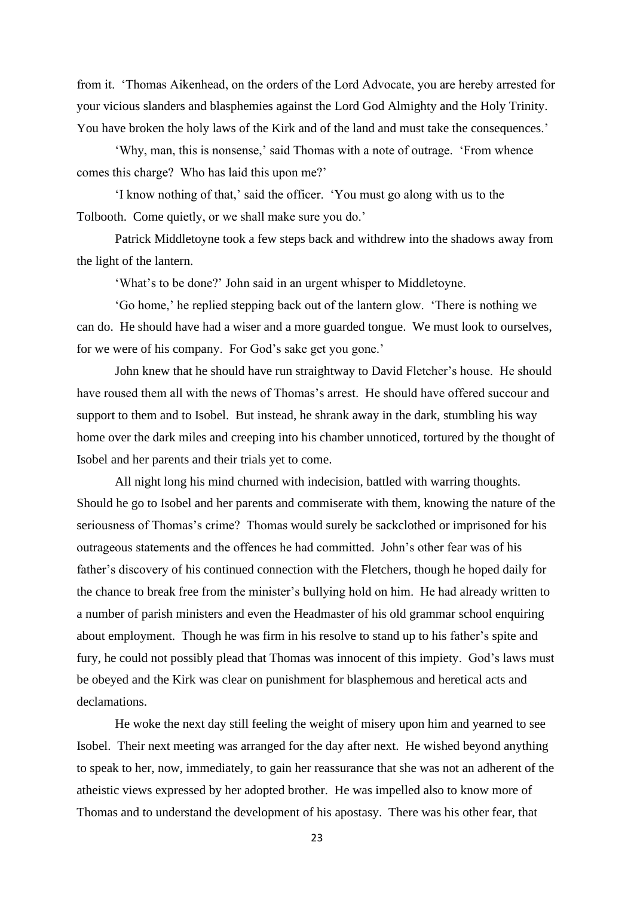from it. 'Thomas Aikenhead, on the orders of the Lord Advocate, you are hereby arrested for your vicious slanders and blasphemies against the Lord God Almighty and the Holy Trinity. You have broken the holy laws of the Kirk and of the land and must take the consequences.'

'Why, man, this is nonsense,' said Thomas with a note of outrage. 'From whence comes this charge? Who has laid this upon me?'

'I know nothing of that,' said the officer. 'You must go along with us to the Tolbooth. Come quietly, or we shall make sure you do.'

Patrick Middletoyne took a few steps back and withdrew into the shadows away from the light of the lantern.

'What's to be done?' John said in an urgent whisper to Middletoyne.

'Go home,' he replied stepping back out of the lantern glow. 'There is nothing we can do. He should have had a wiser and a more guarded tongue. We must look to ourselves, for we were of his company. For God's sake get you gone.'

John knew that he should have run straightway to David Fletcher's house. He should have roused them all with the news of Thomas's arrest. He should have offered succour and support to them and to Isobel. But instead, he shrank away in the dark, stumbling his way home over the dark miles and creeping into his chamber unnoticed, tortured by the thought of Isobel and her parents and their trials yet to come.

All night long his mind churned with indecision, battled with warring thoughts. Should he go to Isobel and her parents and commiserate with them, knowing the nature of the seriousness of Thomas's crime? Thomas would surely be sackclothed or imprisoned for his outrageous statements and the offences he had committed. John's other fear was of his father's discovery of his continued connection with the Fletchers, though he hoped daily for the chance to break free from the minister's bullying hold on him. He had already written to a number of parish ministers and even the Headmaster of his old grammar school enquiring about employment. Though he was firm in his resolve to stand up to his father's spite and fury, he could not possibly plead that Thomas was innocent of this impiety. God's laws must be obeyed and the Kirk was clear on punishment for blasphemous and heretical acts and declamations.

He woke the next day still feeling the weight of misery upon him and yearned to see Isobel. Their next meeting was arranged for the day after next. He wished beyond anything to speak to her, now, immediately, to gain her reassurance that she was not an adherent of the atheistic views expressed by her adopted brother. He was impelled also to know more of Thomas and to understand the development of his apostasy. There was his other fear, that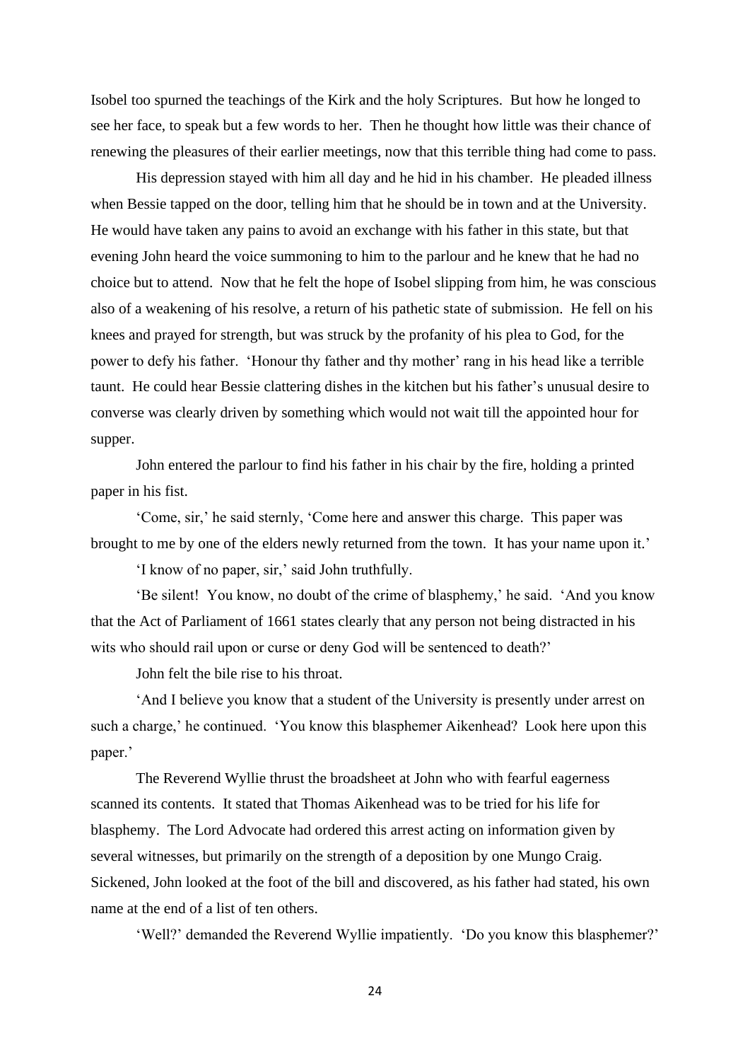Isobel too spurned the teachings of the Kirk and the holy Scriptures. But how he longed to see her face, to speak but a few words to her. Then he thought how little was their chance of renewing the pleasures of their earlier meetings, now that this terrible thing had come to pass.

His depression stayed with him all day and he hid in his chamber. He pleaded illness when Bessie tapped on the door, telling him that he should be in town and at the University. He would have taken any pains to avoid an exchange with his father in this state, but that evening John heard the voice summoning to him to the parlour and he knew that he had no choice but to attend. Now that he felt the hope of Isobel slipping from him, he was conscious also of a weakening of his resolve, a return of his pathetic state of submission. He fell on his knees and prayed for strength, but was struck by the profanity of his plea to God, for the power to defy his father. 'Honour thy father and thy mother' rang in his head like a terrible taunt. He could hear Bessie clattering dishes in the kitchen but his father's unusual desire to converse was clearly driven by something which would not wait till the appointed hour for supper.

John entered the parlour to find his father in his chair by the fire, holding a printed paper in his fist.

'Come, sir,' he said sternly, 'Come here and answer this charge. This paper was brought to me by one of the elders newly returned from the town. It has your name upon it.'

'I know of no paper, sir,' said John truthfully.

'Be silent! You know, no doubt of the crime of blasphemy,' he said. 'And you know that the Act of Parliament of 1661 states clearly that any person not being distracted in his wits who should rail upon or curse or deny God will be sentenced to death?'

John felt the bile rise to his throat.

'And I believe you know that a student of the University is presently under arrest on such a charge,' he continued. 'You know this blasphemer Aikenhead? Look here upon this paper.'

The Reverend Wyllie thrust the broadsheet at John who with fearful eagerness scanned its contents. It stated that Thomas Aikenhead was to be tried for his life for blasphemy. The Lord Advocate had ordered this arrest acting on information given by several witnesses, but primarily on the strength of a deposition by one Mungo Craig. Sickened, John looked at the foot of the bill and discovered, as his father had stated, his own name at the end of a list of ten others.

'Well?' demanded the Reverend Wyllie impatiently. 'Do you know this blasphemer?'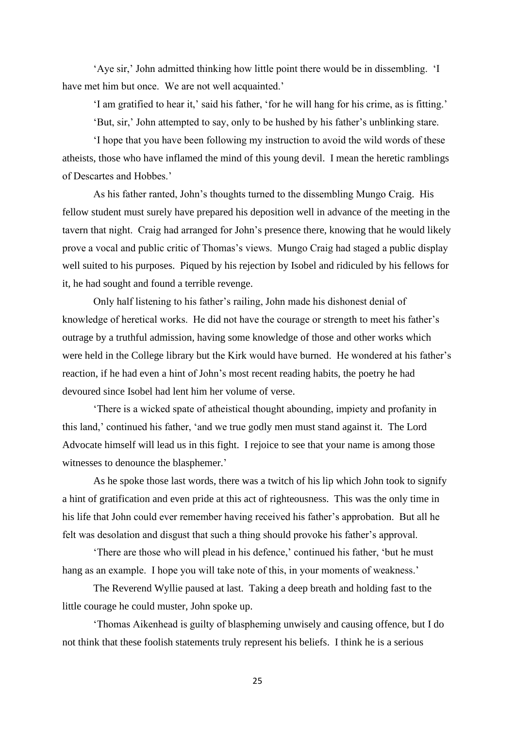'Aye sir,' John admitted thinking how little point there would be in dissembling. 'I have met him but once. We are not well acquainted.'

'I am gratified to hear it,' said his father, 'for he will hang for his crime, as is fitting.'

'But, sir,' John attempted to say, only to be hushed by his father's unblinking stare.

'I hope that you have been following my instruction to avoid the wild words of these atheists, those who have inflamed the mind of this young devil. I mean the heretic ramblings of Descartes and Hobbes.'

As his father ranted, John's thoughts turned to the dissembling Mungo Craig. His fellow student must surely have prepared his deposition well in advance of the meeting in the tavern that night. Craig had arranged for John's presence there, knowing that he would likely prove a vocal and public critic of Thomas's views. Mungo Craig had staged a public display well suited to his purposes. Piqued by his rejection by Isobel and ridiculed by his fellows for it, he had sought and found a terrible revenge.

Only half listening to his father's railing, John made his dishonest denial of knowledge of heretical works. He did not have the courage or strength to meet his father's outrage by a truthful admission, having some knowledge of those and other works which were held in the College library but the Kirk would have burned. He wondered at his father's reaction, if he had even a hint of John's most recent reading habits, the poetry he had devoured since Isobel had lent him her volume of verse.

'There is a wicked spate of atheistical thought abounding, impiety and profanity in this land,' continued his father, 'and we true godly men must stand against it. The Lord Advocate himself will lead us in this fight. I rejoice to see that your name is among those witnesses to denounce the blasphemer.'

As he spoke those last words, there was a twitch of his lip which John took to signify a hint of gratification and even pride at this act of righteousness. This was the only time in his life that John could ever remember having received his father's approbation. But all he felt was desolation and disgust that such a thing should provoke his father's approval.

'There are those who will plead in his defence,' continued his father, 'but he must hang as an example. I hope you will take note of this, in your moments of weakness.'

The Reverend Wyllie paused at last. Taking a deep breath and holding fast to the little courage he could muster, John spoke up.

'Thomas Aikenhead is guilty of blaspheming unwisely and causing offence, but I do not think that these foolish statements truly represent his beliefs. I think he is a serious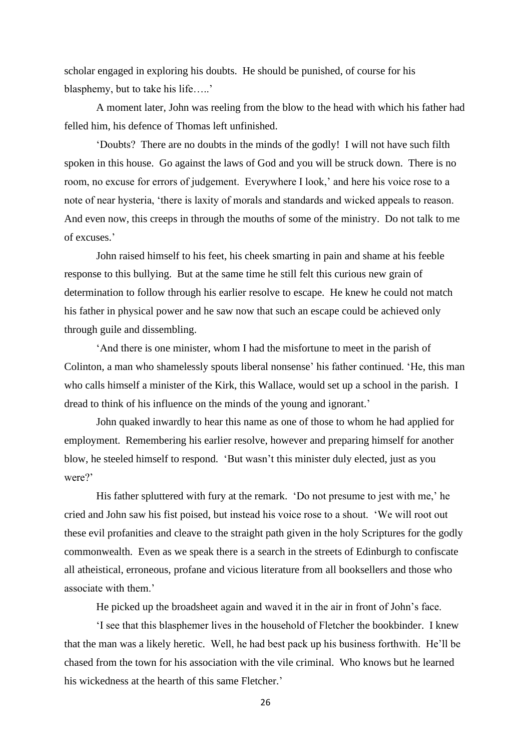scholar engaged in exploring his doubts. He should be punished, of course for his blasphemy, but to take his life…..'

A moment later, John was reeling from the blow to the head with which his father had felled him, his defence of Thomas left unfinished.

'Doubts? There are no doubts in the minds of the godly! I will not have such filth spoken in this house. Go against the laws of God and you will be struck down. There is no room, no excuse for errors of judgement. Everywhere I look,' and here his voice rose to a note of near hysteria, 'there is laxity of morals and standards and wicked appeals to reason. And even now, this creeps in through the mouths of some of the ministry. Do not talk to me of excuses.'

John raised himself to his feet, his cheek smarting in pain and shame at his feeble response to this bullying. But at the same time he still felt this curious new grain of determination to follow through his earlier resolve to escape. He knew he could not match his father in physical power and he saw now that such an escape could be achieved only through guile and dissembling.

'And there is one minister, whom I had the misfortune to meet in the parish of Colinton, a man who shamelessly spouts liberal nonsense' his father continued. 'He, this man who calls himself a minister of the Kirk, this Wallace, would set up a school in the parish. I dread to think of his influence on the minds of the young and ignorant.'

John quaked inwardly to hear this name as one of those to whom he had applied for employment. Remembering his earlier resolve, however and preparing himself for another blow, he steeled himself to respond. 'But wasn't this minister duly elected, just as you were?'

His father spluttered with fury at the remark. 'Do not presume to jest with me,' he cried and John saw his fist poised, but instead his voice rose to a shout. 'We will root out these evil profanities and cleave to the straight path given in the holy Scriptures for the godly commonwealth. Even as we speak there is a search in the streets of Edinburgh to confiscate all atheistical, erroneous, profane and vicious literature from all booksellers and those who associate with them.'

He picked up the broadsheet again and waved it in the air in front of John's face.

'I see that this blasphemer lives in the household of Fletcher the bookbinder. I knew that the man was a likely heretic. Well, he had best pack up his business forthwith. He'll be chased from the town for his association with the vile criminal. Who knows but he learned his wickedness at the hearth of this same Fletcher.'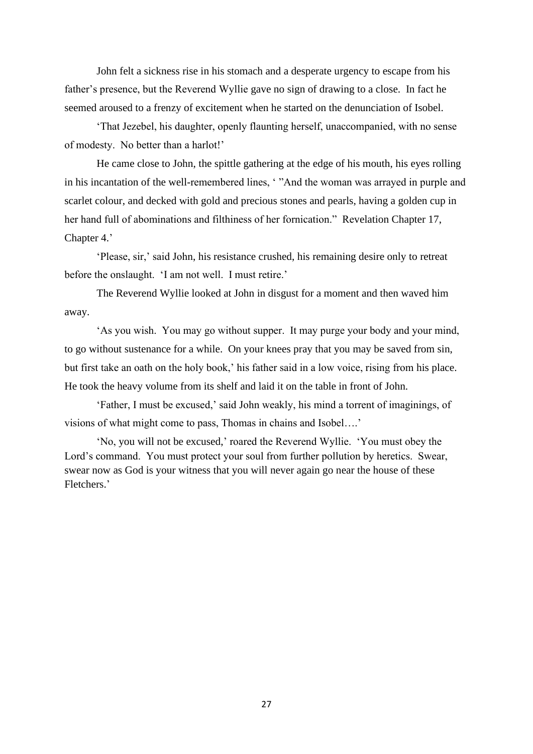John felt a sickness rise in his stomach and a desperate urgency to escape from his father's presence, but the Reverend Wyllie gave no sign of drawing to a close. In fact he seemed aroused to a frenzy of excitement when he started on the denunciation of Isobel.

'That Jezebel, his daughter, openly flaunting herself, unaccompanied, with no sense of modesty. No better than a harlot!'

He came close to John, the spittle gathering at the edge of his mouth, his eyes rolling in his incantation of the well-remembered lines, ' "And the woman was arrayed in purple and scarlet colour, and decked with gold and precious stones and pearls, having a golden cup in her hand full of abominations and filthiness of her fornication." Revelation Chapter 17, Chapter 4.'

'Please, sir,' said John, his resistance crushed, his remaining desire only to retreat before the onslaught. 'I am not well. I must retire.'

The Reverend Wyllie looked at John in disgust for a moment and then waved him away.

'As you wish. You may go without supper. It may purge your body and your mind, to go without sustenance for a while. On your knees pray that you may be saved from sin, but first take an oath on the holy book,' his father said in a low voice, rising from his place. He took the heavy volume from its shelf and laid it on the table in front of John.

'Father, I must be excused,' said John weakly, his mind a torrent of imaginings, of visions of what might come to pass, Thomas in chains and Isobel….'

'No, you will not be excused,' roared the Reverend Wyllie. 'You must obey the Lord's command. You must protect your soul from further pollution by heretics. Swear, swear now as God is your witness that you will never again go near the house of these Fletchers.'